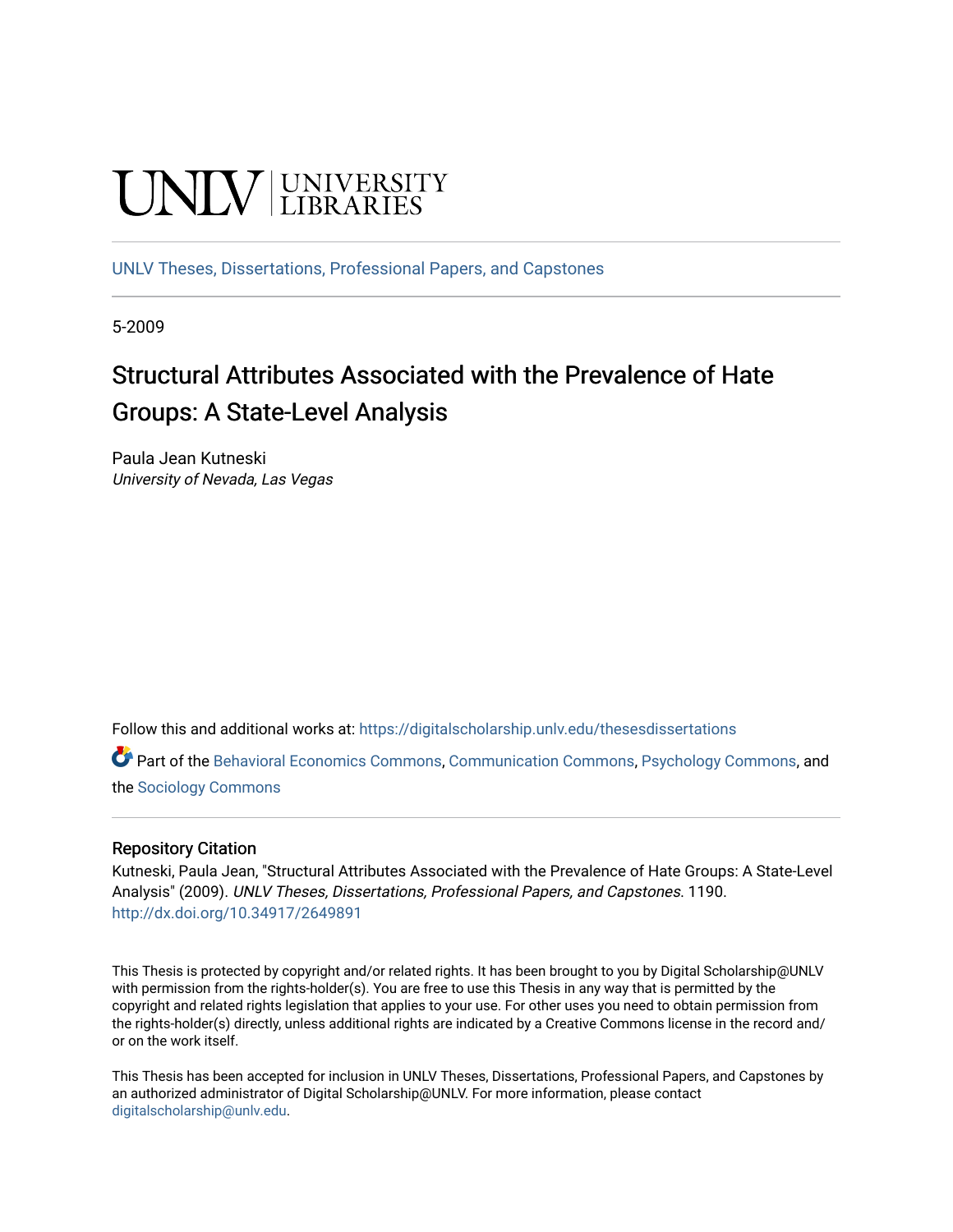UNLV | UNIVERSITY LIBRARIES

UNLV Theses, Dissertations, Professional Papers, and Capstones

5-2009

# Structural Attributes Associated with the Prevalence of Hate Groups: A State-Level Analysis

Paula Jean Kutneski
*University of Nevada, Las Vegas*

Follow this and additional works at: https://digitalscholarship.unlv.edu/thesesdissertations

Part of the Behavioral Economics Commons, Communication Commons, Psychology Commons, and the Sociology Commons

## Repository Citation

Kutneski, Paula Jean, "Structural Attributes Associated with the Prevalence of Hate Groups: A State-Level Analysis" (2009). *UNLV Theses, Dissertations, Professional Papers, and Capstones*. 1190.
http://dx.doi.org/10.34917/2649891

This Thesis is protected by copyright and/or related rights. It has been brought to you by Digital Scholarship@UNLV with permission from the rights-holder(s). You are free to use this Thesis in any way that is permitted by the copyright and related rights legislation that applies to your use. For other uses you need to obtain permission from the rights-holder(s) directly, unless additional rights are indicated by a Creative Commons license in the record and/or on the work itself.

This Thesis has been accepted for inclusion in UNLV Theses, Dissertations, Professional Papers, and Capstones by an authorized administrator of Digital Scholarship@UNLV. For more information, please contact digitalscholarship@unlv.edu.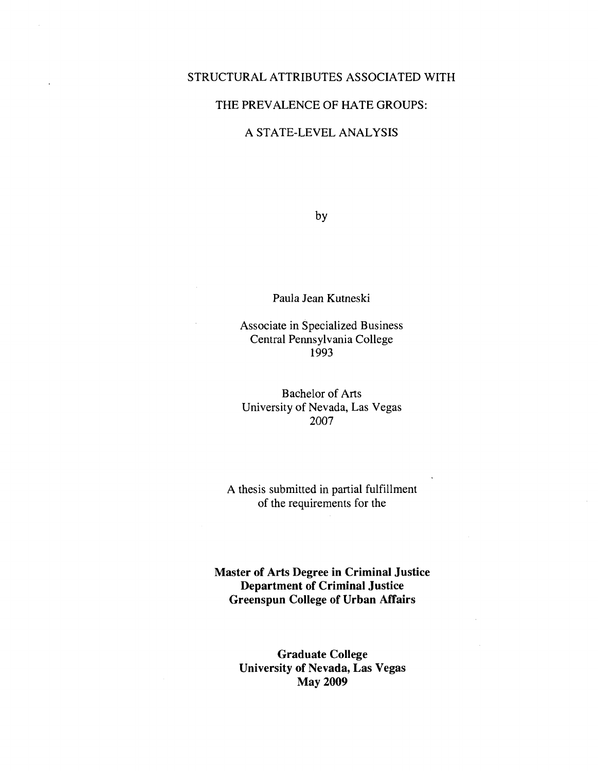# STRUCTURAL ATTRIBUTES ASSOCIATED WITH THE PREVALENCE OF HATE GROUPS: A STATE-LEVEL ANALYSIS

by

Paula Jean Kutneski

Associate in Specialized Business
Central Pennsylvania College
1993

Bachelor of Arts
University of Nevada, Las Vegas
2007

A thesis submitted in partial fulfillment
of the requirements for the

**Master of Arts Degree in Criminal Justice**
**Department of Criminal Justice**
**Greenspun College of Urban Affairs**

**Graduate College**
**University of Nevada, Las Vegas**
**May 2009**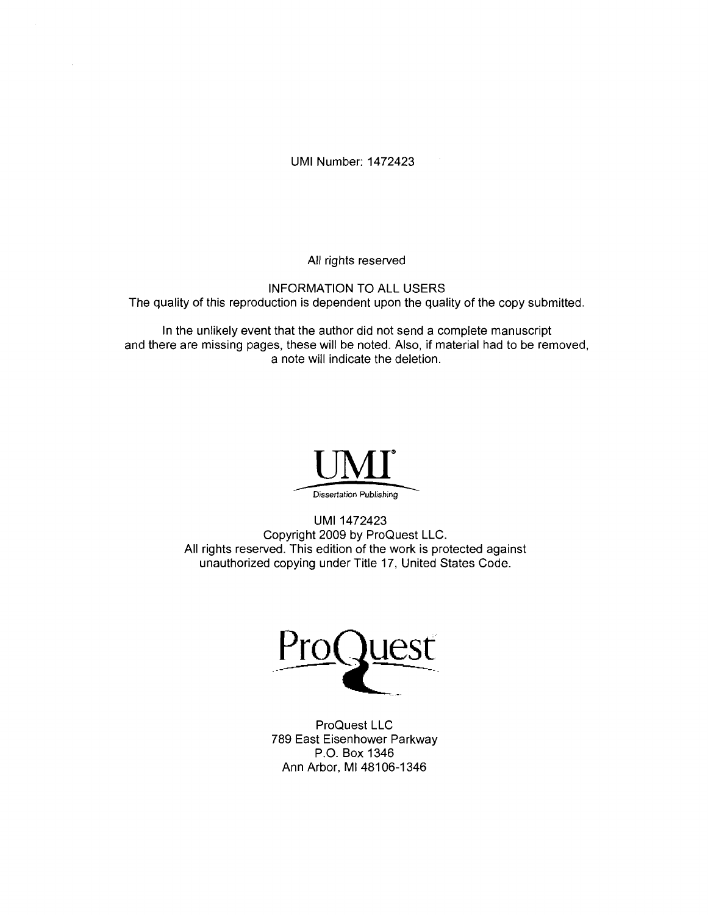UMI Number: 1472423

All rights reserved

INFORMATION TO ALL USERS
The quality of this reproduction is dependent upon the quality of the copy submitted.

In the unlikely event that the author did not send a complete manuscript
and there are missing pages, these will be noted. Also, if material had to be removed,
a note will indicate the deletion.

UMI®
Dissertation Publishing

UMI 1472423
Copyright 2009 by ProQuest LLC.
All rights reserved. This edition of the work is protected against
unauthorized copying under Title 17, United States Code.

ProQuest

ProQuest LLC
789 East Eisenhower Parkway
P.O. Box 1346
Ann Arbor, MI 48106-1346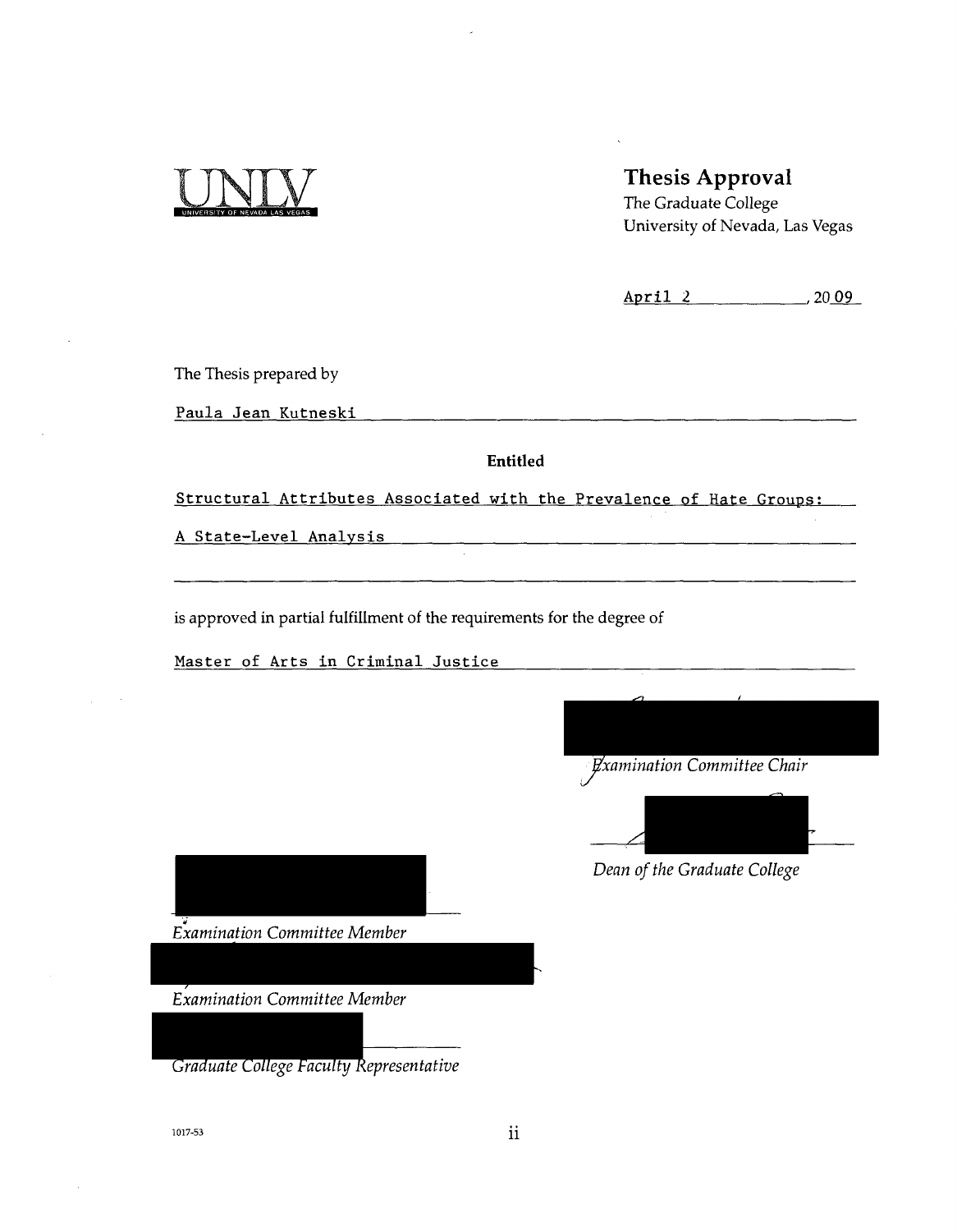UNLV
UNIVERSITY OF NEVADA LAS VEGAS

## Thesis Approval

The Graduate College
University of Nevada, Las Vegas

April 2, 2009

The Thesis prepared by

Paula Jean Kutneski

**Entitled**

Structural Attributes Associated with the Prevalence of Hate Groups:
A State-Level Analysis

is approved in partial fulfillment of the requirements for the degree of

Master of Arts in Criminal Justice

*Examination Committee Chair*

*Dean of the Graduate College*

*Examination Committee Member*

*Examination Committee Member*

*Graduate College Faculty Representative*

1017-53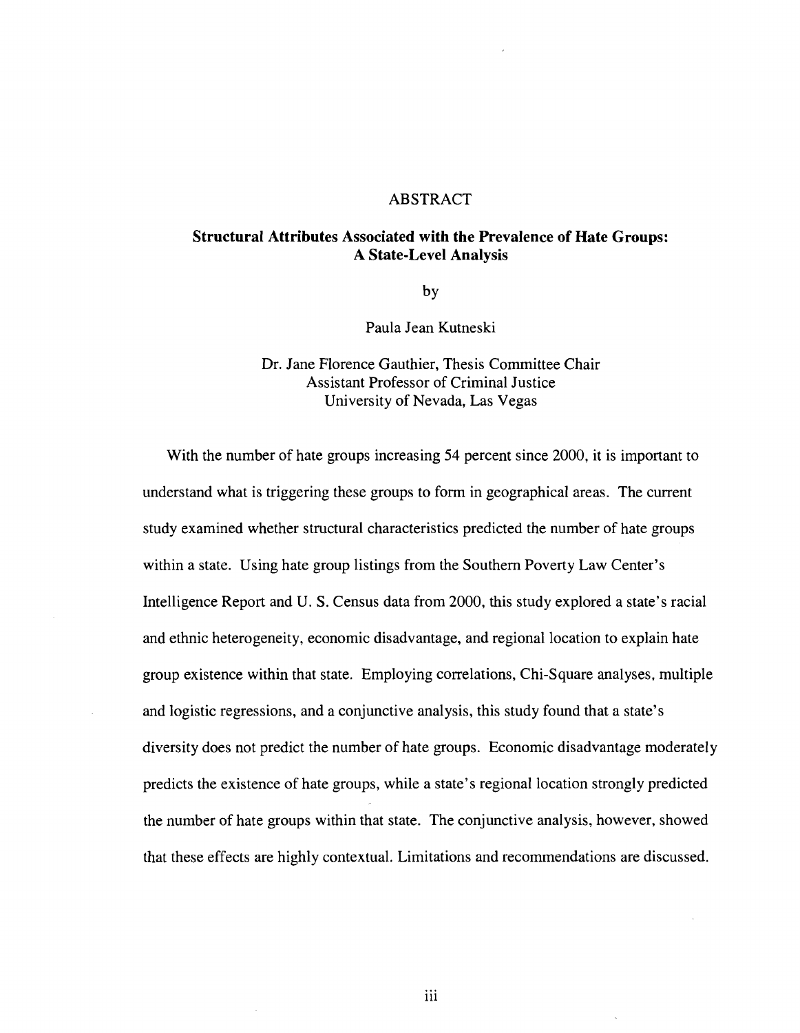# ABSTRACT

## Structural Attributes Associated with the Prevalence of Hate Groups: A State-Level Analysis

by

Paula Jean Kutneski

Dr. Jane Florence Gauthier, Thesis Committee Chair
Assistant Professor of Criminal Justice
University of Nevada, Las Vegas

With the number of hate groups increasing 54 percent since 2000, it is important to understand what is triggering these groups to form in geographical areas. The current study examined whether structural characteristics predicted the number of hate groups within a state. Using hate group listings from the Southern Poverty Law Center's Intelligence Report and U. S. Census data from 2000, this study explored a state's racial and ethnic heterogeneity, economic disadvantage, and regional location to explain hate group existence within that state. Employing correlations, Chi-Square analyses, multiple and logistic regressions, and a conjunctive analysis, this study found that a state's diversity does not predict the number of hate groups. Economic disadvantage moderately predicts the existence of hate groups, while a state's regional location strongly predicted the number of hate groups within that state. The conjunctive analysis, however, showed that these effects are highly contextual. Limitations and recommendations are discussed.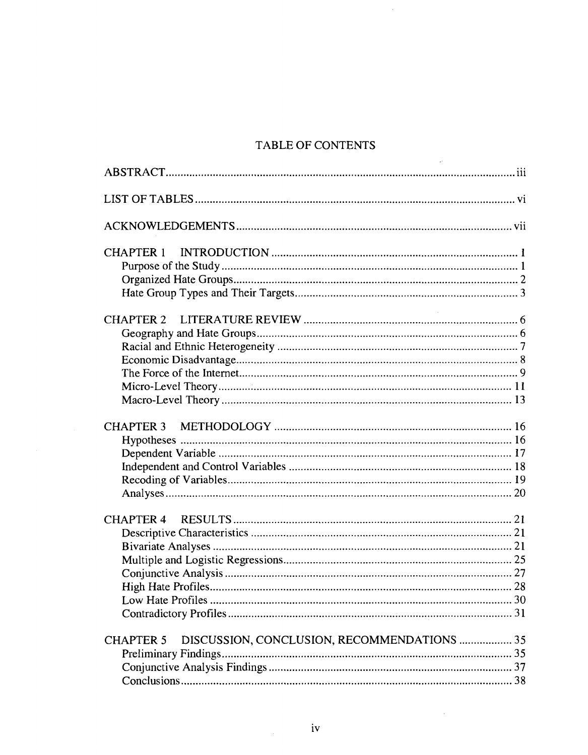# TABLE OF CONTENTS

ABSTRACT .......... iii

LIST OF TABLES .......... vi

ACKNOWLEDGEMENTS .......... vii

CHAPTER 1 INTRODUCTION .......... 1
- Purpose of the Study .......... 1
- Organized Hate Groups .......... 2
- Hate Group Types and Their Targets .......... 3

CHAPTER 2 LITERATURE REVIEW .......... 6
- Geography and Hate Groups .......... 6
- Racial and Ethnic Heterogeneity .......... 7
- Economic Disadvantage .......... 8
- The Force of the Internet .......... 9
- Micro-Level Theory .......... 11
- Macro-Level Theory .......... 13

CHAPTER 3 METHODOLOGY .......... 16
- Hypotheses .......... 16
- Dependent Variable .......... 17
- Independent and Control Variables .......... 18
- Recoding of Variables .......... 19
- Analyses .......... 20

CHAPTER 4 RESULTS .......... 21
- Descriptive Characteristics .......... 21
- Bivariate Analyses .......... 21
- Multiple and Logistic Regressions .......... 25
- Conjunctive Analysis .......... 27
- High Hate Profiles .......... 28
- Low Hate Profiles .......... 30
- Contradictory Profiles .......... 31

CHAPTER 5 DISCUSSION, CONCLUSION, RECOMMENDATIONS .......... 35
- Preliminary Findings .......... 35
- Conjunctive Analysis Findings .......... 37
- Conclusions .......... 38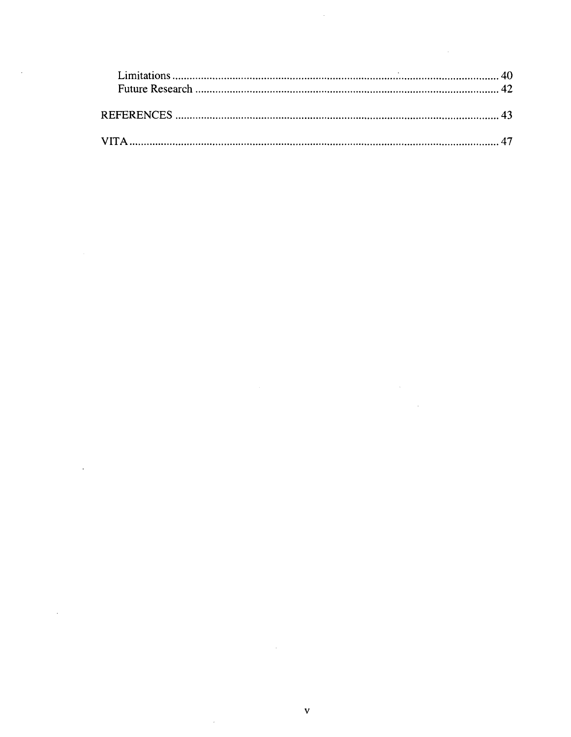Limitations ........................................................................................................ 40
Future Research ................................................................................................. 42

REFERENCES ....................................................................................................... 43

VITA .................................................................................................................... 47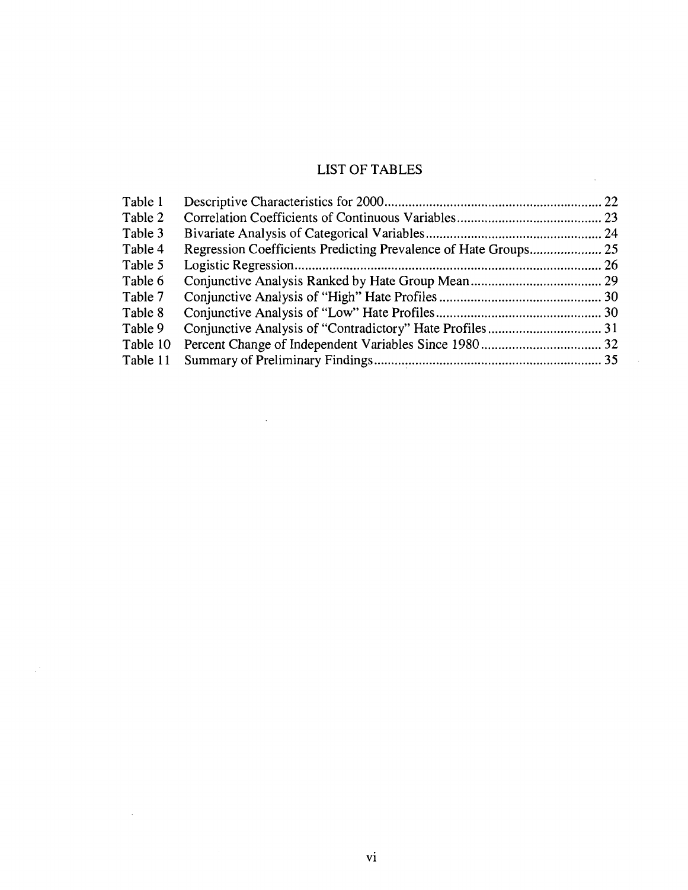# LIST OF TABLES

| | | |
|---|---|---|
| Table 1 | Descriptive Characteristics for 2000 | 22 |
| Table 2 | Correlation Coefficients of Continuous Variables | 23 |
| Table 3 | Bivariate Analysis of Categorical Variables | 24 |
| Table 4 | Regression Coefficients Predicting Prevalence of Hate Groups | 25 |
| Table 5 | Logistic Regression | 26 |
| Table 6 | Conjunctive Analysis Ranked by Hate Group Mean | 29 |
| Table 7 | Conjunctive Analysis of "High" Hate Profiles | 30 |
| Table 8 | Conjunctive Analysis of "Low" Hate Profiles | 30 |
| Table 9 | Conjunctive Analysis of "Contradictory" Hate Profiles | 31 |
| Table 10 | Percent Change of Independent Variables Since 1980 | 32 |
| Table 11 | Summary of Preliminary Findings | 35 |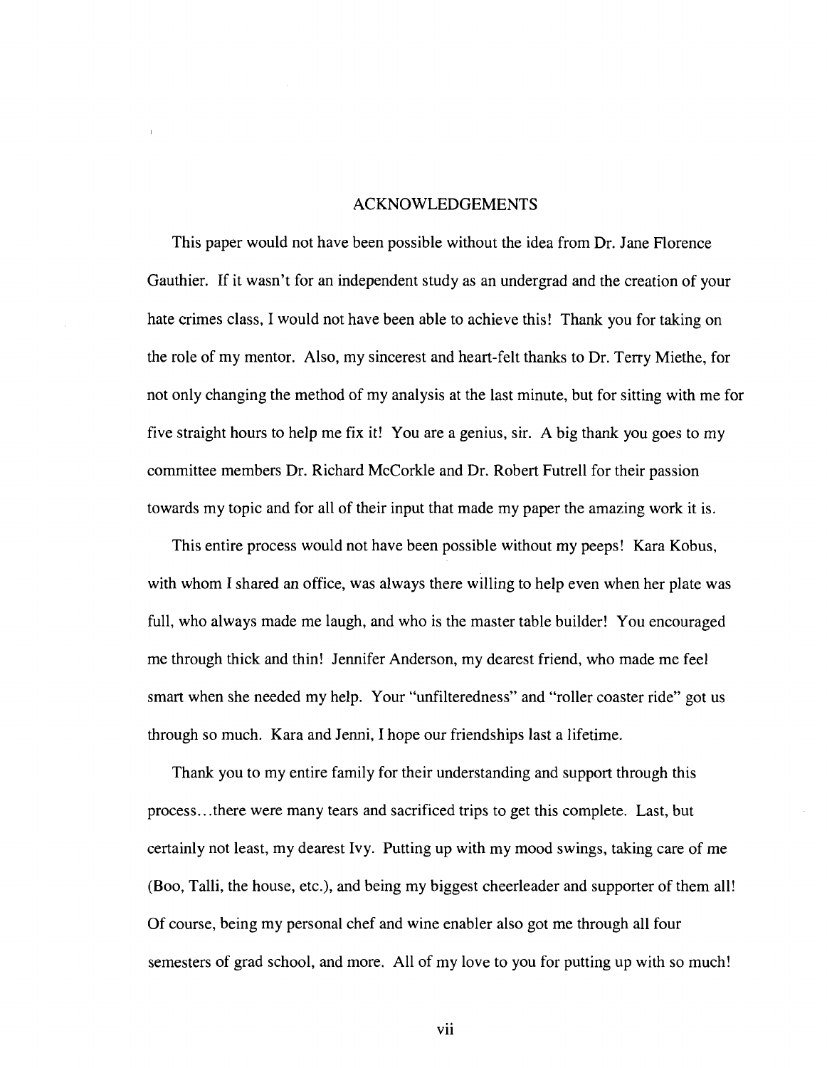# ACKNOWLEDGEMENTS

This paper would not have been possible without the idea from Dr. Jane Florence Gauthier. If it wasn't for an independent study as an undergrad and the creation of your hate crimes class, I would not have been able to achieve this! Thank you for taking on the role of my mentor. Also, my sincerest and heart-felt thanks to Dr. Terry Miethe, for not only changing the method of my analysis at the last minute, but for sitting with me for five straight hours to help me fix it! You are a genius, sir. A big thank you goes to my committee members Dr. Richard McCorkle and Dr. Robert Futrell for their passion towards my topic and for all of their input that made my paper the amazing work it is.

This entire process would not have been possible without my peeps! Kara Kobus, with whom I shared an office, was always there willing to help even when her plate was full, who always made me laugh, and who is the master table builder! You encouraged me through thick and thin! Jennifer Anderson, my dearest friend, who made me feel smart when she needed my help. Your "unfilteredness" and "roller coaster ride" got us through so much. Kara and Jenni, I hope our friendships last a lifetime.

Thank you to my entire family for their understanding and support through this process…there were many tears and sacrificed trips to get this complete. Last, but certainly not least, my dearest Ivy. Putting up with my mood swings, taking care of me (Boo, Talli, the house, etc.), and being my biggest cheerleader and supporter of them all! Of course, being my personal chef and wine enabler also got me through all four semesters of grad school, and more. All of my love to you for putting up with so much!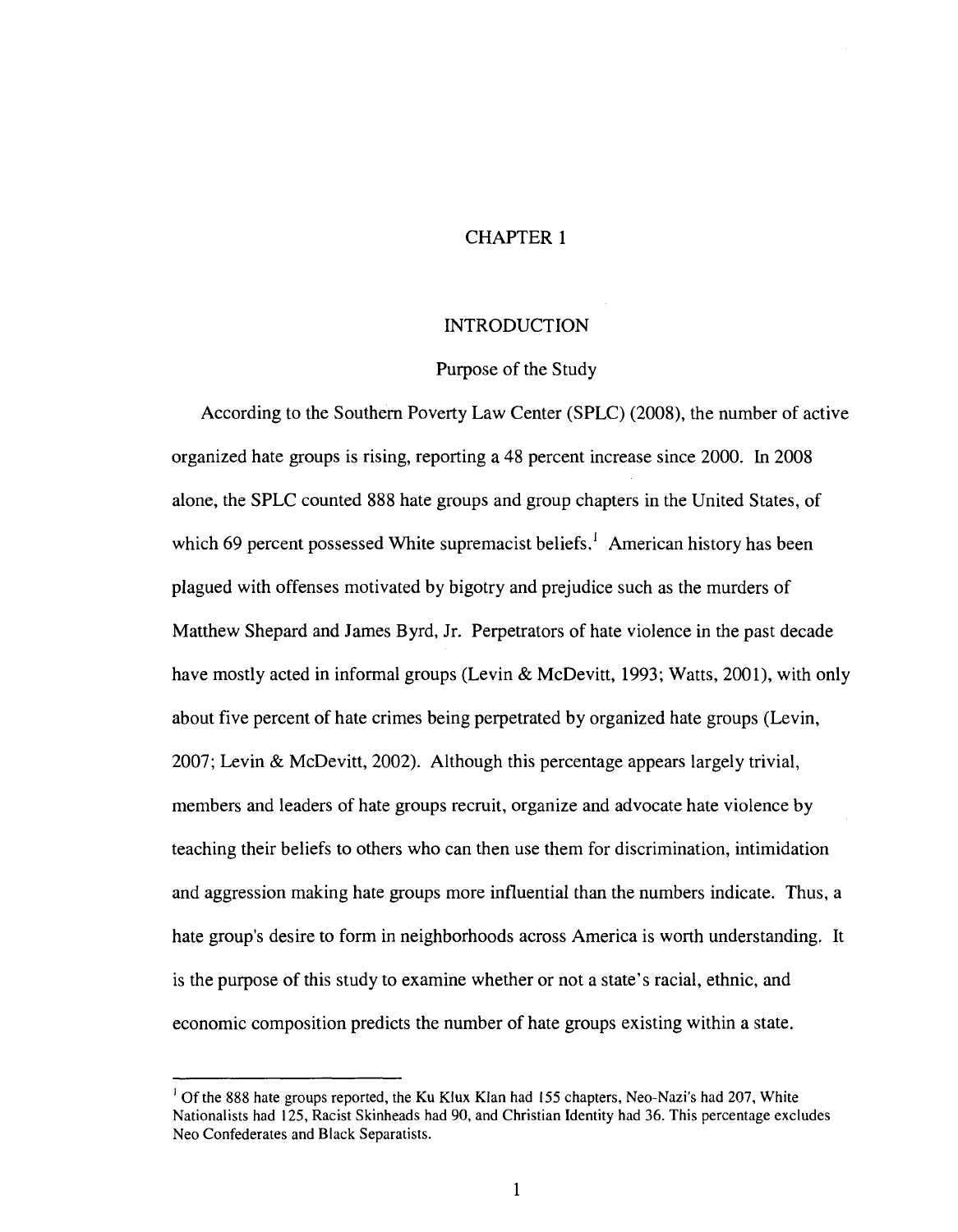# CHAPTER 1

## INTRODUCTION

### Purpose of the Study

According to the Southern Poverty Law Center (SPLC) (2008), the number of active organized hate groups is rising, reporting a 48 percent increase since 2000. In 2008 alone, the SPLC counted 888 hate groups and group chapters in the United States, of which 69 percent possessed White supremacist beliefs.[1] American history has been plagued with offenses motivated by bigotry and prejudice such as the murders of Matthew Shepard and James Byrd, Jr. Perpetrators of hate violence in the past decade have mostly acted in informal groups (Levin & McDevitt, 1993; Watts, 2001), with only about five percent of hate crimes being perpetrated by organized hate groups (Levin, 2007; Levin & McDevitt, 2002). Although this percentage appears largely trivial, members and leaders of hate groups recruit, organize and advocate hate violence by teaching their beliefs to others who can then use them for discrimination, intimidation and aggression making hate groups more influential than the numbers indicate. Thus, a hate group's desire to form in neighborhoods across America is worth understanding. It is the purpose of this study to examine whether or not a state's racial, ethnic, and economic composition predicts the number of hate groups existing within a state.

---

[1] Of the 888 hate groups reported, the Ku Klux Klan had 155 chapters, Neo-Nazi's had 207, White Nationalists had 125, Racist Skinheads had 90, and Christian Identity had 36. This percentage excludes Neo Confederates and Black Separatists.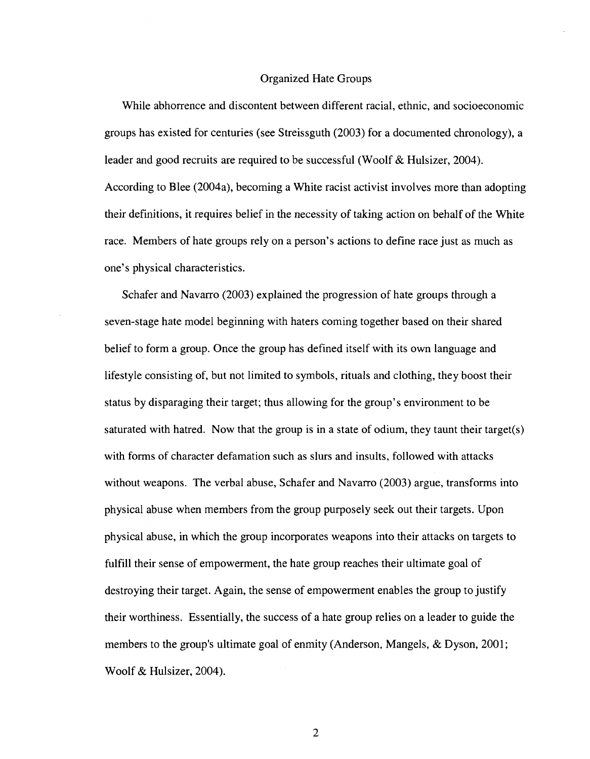## Organized Hate Groups

While abhorrence and discontent between different racial, ethnic, and socioeconomic groups has existed for centuries (see Streissguth (2003) for a documented chronology), a leader and good recruits are required to be successful (Woolf & Hulsizer, 2004). According to Blee (2004a), becoming a White racist activist involves more than adopting their definitions, it requires belief in the necessity of taking action on behalf of the White race. Members of hate groups rely on a person's actions to define race just as much as one's physical characteristics.

Schafer and Navarro (2003) explained the progression of hate groups through a seven-stage hate model beginning with haters coming together based on their shared belief to form a group. Once the group has defined itself with its own language and lifestyle consisting of, but not limited to symbols, rituals and clothing, they boost their status by disparaging their target; thus allowing for the group's environment to be saturated with hatred. Now that the group is in a state of odium, they taunt their target(s) with forms of character defamation such as slurs and insults, followed with attacks without weapons. The verbal abuse, Schafer and Navarro (2003) argue, transforms into physical abuse when members from the group purposely seek out their targets. Upon physical abuse, in which the group incorporates weapons into their attacks on targets to fulfill their sense of empowerment, the hate group reaches their ultimate goal of destroying their target. Again, the sense of empowerment enables the group to justify their worthiness. Essentially, the success of a hate group relies on a leader to guide the members to the group's ultimate goal of enmity (Anderson, Mangels, & Dyson, 2001; Woolf & Hulsizer, 2004).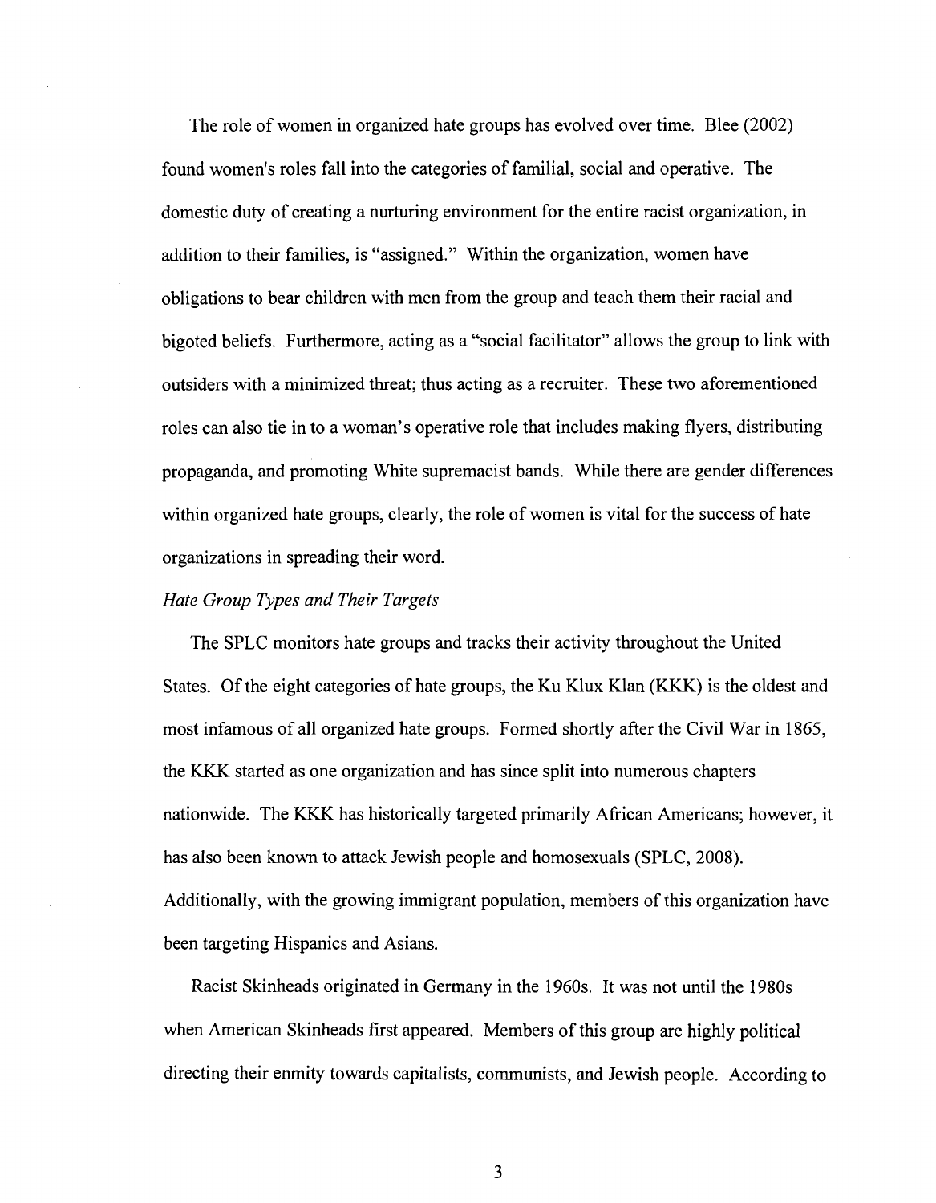The role of women in organized hate groups has evolved over time. Blee (2002) found women's roles fall into the categories of familial, social and operative. The domestic duty of creating a nurturing environment for the entire racist organization, in addition to their families, is "assigned." Within the organization, women have obligations to bear children with men from the group and teach them their racial and bigoted beliefs. Furthermore, acting as a "social facilitator" allows the group to link with outsiders with a minimized threat; thus acting as a recruiter. These two aforementioned roles can also tie in to a woman's operative role that includes making flyers, distributing propaganda, and promoting White supremacist bands. While there are gender differences within organized hate groups, clearly, the role of women is vital for the success of hate organizations in spreading their word.

*Hate Group Types and Their Targets*

The SPLC monitors hate groups and tracks their activity throughout the United States. Of the eight categories of hate groups, the Ku Klux Klan (KKK) is the oldest and most infamous of all organized hate groups. Formed shortly after the Civil War in 1865, the KKK started as one organization and has since split into numerous chapters nationwide. The KKK has historically targeted primarily African Americans; however, it has also been known to attack Jewish people and homosexuals (SPLC, 2008). Additionally, with the growing immigrant population, members of this organization have been targeting Hispanics and Asians.

Racist Skinheads originated in Germany in the 1960s. It was not until the 1980s when American Skinheads first appeared. Members of this group are highly political directing their enmity towards capitalists, communists, and Jewish people. According to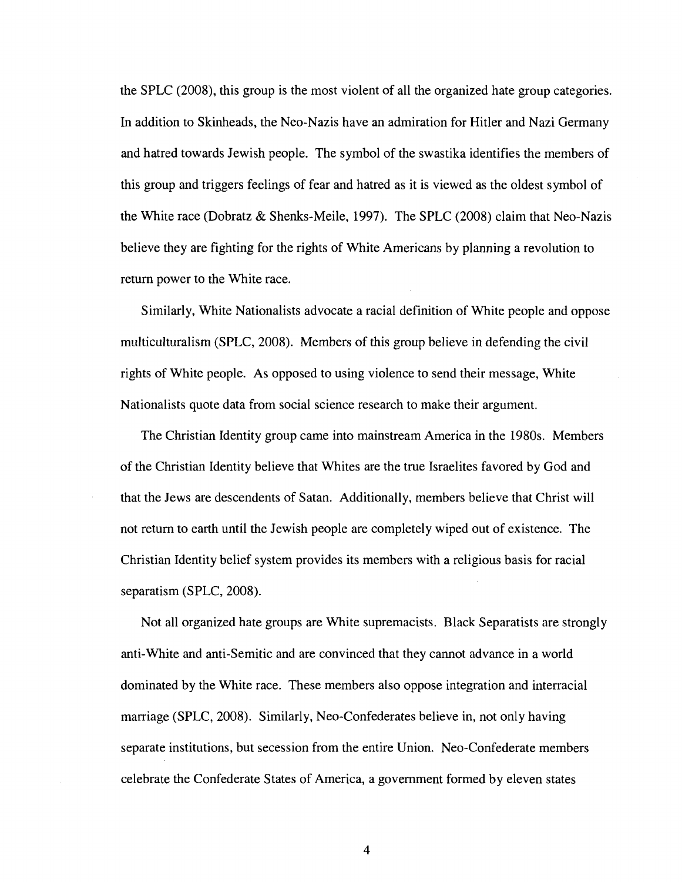the SPLC (2008), this group is the most violent of all the organized hate group categories. In addition to Skinheads, the Neo-Nazis have an admiration for Hitler and Nazi Germany and hatred towards Jewish people. The symbol of the swastika identifies the members of this group and triggers feelings of fear and hatred as it is viewed as the oldest symbol of the White race (Dobratz & Shenks-Meile, 1997). The SPLC (2008) claim that Neo-Nazis believe they are fighting for the rights of White Americans by planning a revolution to return power to the White race.

Similarly, White Nationalists advocate a racial definition of White people and oppose multiculturalism (SPLC, 2008). Members of this group believe in defending the civil rights of White people. As opposed to using violence to send their message, White Nationalists quote data from social science research to make their argument.

The Christian Identity group came into mainstream America in the 1980s. Members of the Christian Identity believe that Whites are the true Israelites favored by God and that the Jews are descendents of Satan. Additionally, members believe that Christ will not return to earth until the Jewish people are completely wiped out of existence. The Christian Identity belief system provides its members with a religious basis for racial separatism (SPLC, 2008).

Not all organized hate groups are White supremacists. Black Separatists are strongly anti-White and anti-Semitic and are convinced that they cannot advance in a world dominated by the White race. These members also oppose integration and interracial marriage (SPLC, 2008). Similarly, Neo-Confederates believe in, not only having separate institutions, but secession from the entire Union. Neo-Confederate members celebrate the Confederate States of America, a government formed by eleven states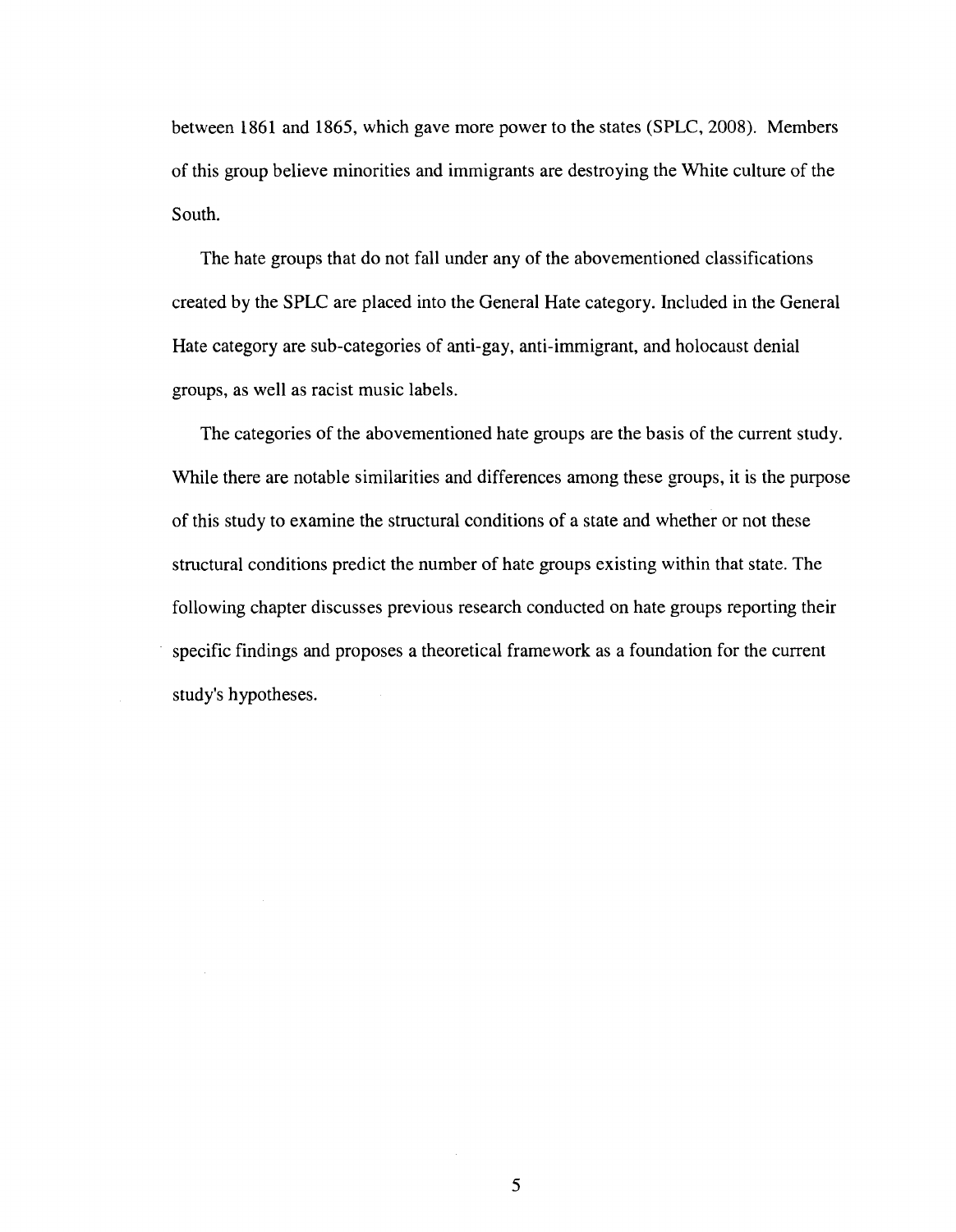between 1861 and 1865, which gave more power to the states (SPLC, 2008). Members of this group believe minorities and immigrants are destroying the White culture of the South.

The hate groups that do not fall under any of the abovementioned classifications created by the SPLC are placed into the General Hate category. Included in the General Hate category are sub-categories of anti-gay, anti-immigrant, and holocaust denial groups, as well as racist music labels.

The categories of the abovementioned hate groups are the basis of the current study. While there are notable similarities and differences among these groups, it is the purpose of this study to examine the structural conditions of a state and whether or not these structural conditions predict the number of hate groups existing within that state. The following chapter discusses previous research conducted on hate groups reporting their specific findings and proposes a theoretical framework as a foundation for the current study's hypotheses.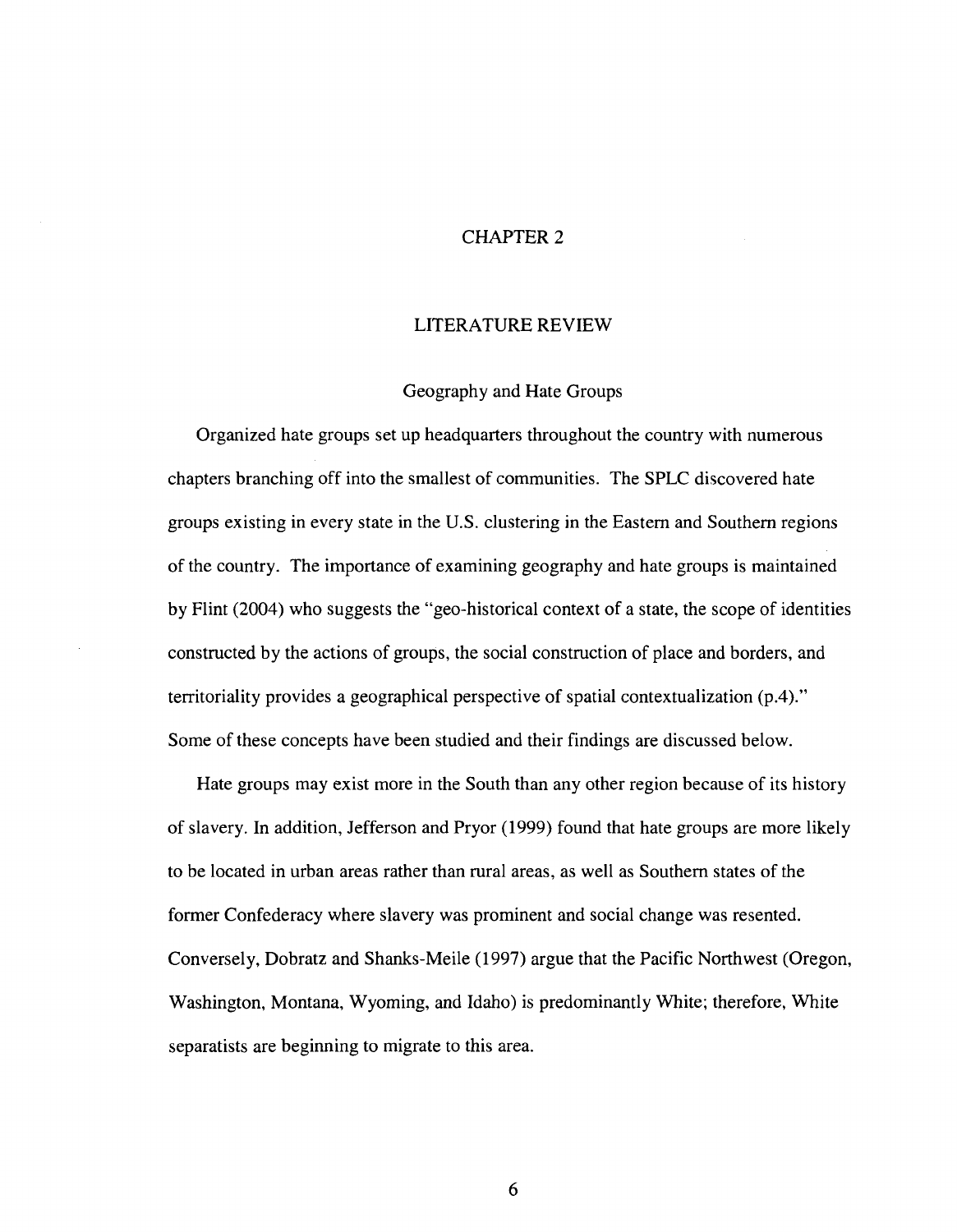# CHAPTER 2

## LITERATURE REVIEW

### Geography and Hate Groups

Organized hate groups set up headquarters throughout the country with numerous chapters branching off into the smallest of communities. The SPLC discovered hate groups existing in every state in the U.S. clustering in the Eastern and Southern regions of the country. The importance of examining geography and hate groups is maintained by Flint (2004) who suggests the "geo-historical context of a state, the scope of identities constructed by the actions of groups, the social construction of place and borders, and territoriality provides a geographical perspective of spatial contextualization (p.4)." Some of these concepts have been studied and their findings are discussed below.

Hate groups may exist more in the South than any other region because of its history of slavery. In addition, Jefferson and Pryor (1999) found that hate groups are more likely to be located in urban areas rather than rural areas, as well as Southern states of the former Confederacy where slavery was prominent and social change was resented. Conversely, Dobratz and Shanks-Meile (1997) argue that the Pacific Northwest (Oregon, Washington, Montana, Wyoming, and Idaho) is predominantly White; therefore, White separatists are beginning to migrate to this area.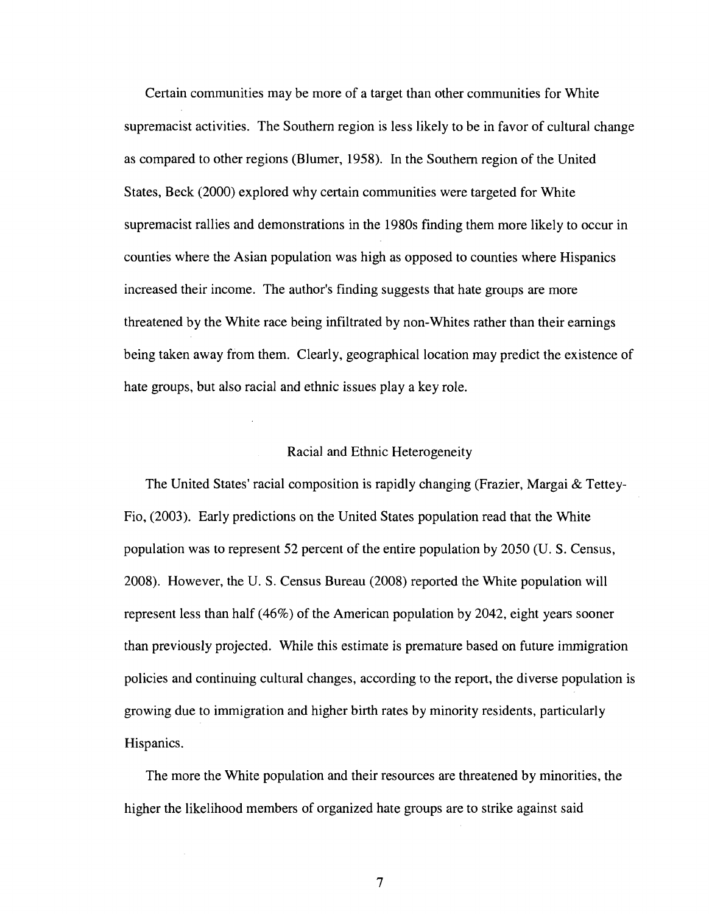Certain communities may be more of a target than other communities for White supremacist activities. The Southern region is less likely to be in favor of cultural change as compared to other regions (Blumer, 1958). In the Southern region of the United States, Beck (2000) explored why certain communities were targeted for White supremacist rallies and demonstrations in the 1980s finding them more likely to occur in counties where the Asian population was high as opposed to counties where Hispanics increased their income. The author's finding suggests that hate groups are more threatened by the White race being infiltrated by non-Whites rather than their earnings being taken away from them. Clearly, geographical location may predict the existence of hate groups, but also racial and ethnic issues play a key role.

## Racial and Ethnic Heterogeneity

The United States' racial composition is rapidly changing (Frazier, Margai & Tettey-Fio, (2003). Early predictions on the United States population read that the White population was to represent 52 percent of the entire population by 2050 (U. S. Census, 2008). However, the U. S. Census Bureau (2008) reported the White population will represent less than half (46%) of the American population by 2042, eight years sooner than previously projected. While this estimate is premature based on future immigration policies and continuing cultural changes, according to the report, the diverse population is growing due to immigration and higher birth rates by minority residents, particularly Hispanics.

The more the White population and their resources are threatened by minorities, the higher the likelihood members of organized hate groups are to strike against said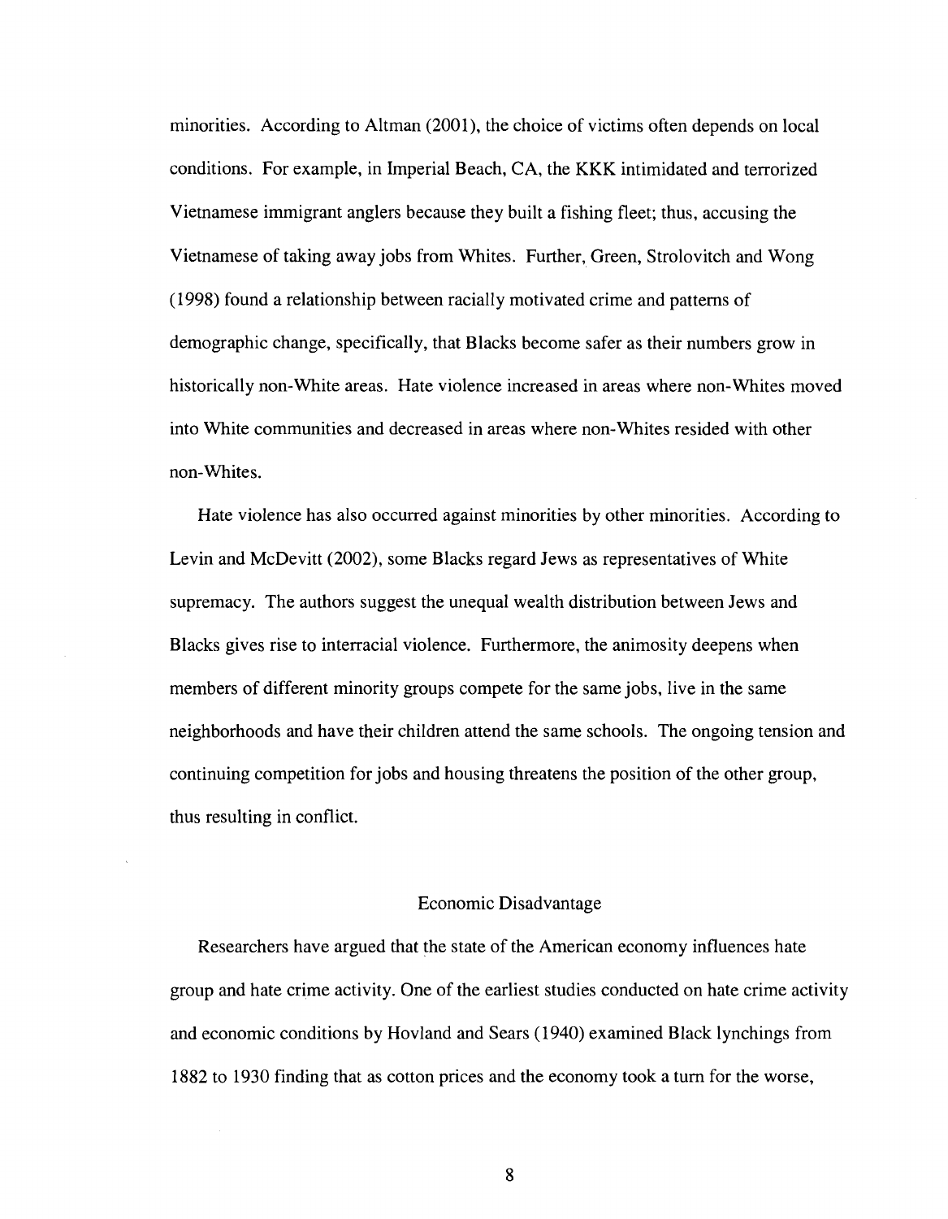minorities. According to Altman (2001), the choice of victims often depends on local conditions. For example, in Imperial Beach, CA, the KKK intimidated and terrorized Vietnamese immigrant anglers because they built a fishing fleet; thus, accusing the Vietnamese of taking away jobs from Whites. Further, Green, Strolovitch and Wong (1998) found a relationship between racially motivated crime and patterns of demographic change, specifically, that Blacks become safer as their numbers grow in historically non-White areas. Hate violence increased in areas where non-Whites moved into White communities and decreased in areas where non-Whites resided with other non-Whites.

Hate violence has also occurred against minorities by other minorities. According to Levin and McDevitt (2002), some Blacks regard Jews as representatives of White supremacy. The authors suggest the unequal wealth distribution between Jews and Blacks gives rise to interracial violence. Furthermore, the animosity deepens when members of different minority groups compete for the same jobs, live in the same neighborhoods and have their children attend the same schools. The ongoing tension and continuing competition for jobs and housing threatens the position of the other group, thus resulting in conflict.

## Economic Disadvantage

Researchers have argued that the state of the American economy influences hate group and hate crime activity. One of the earliest studies conducted on hate crime activity and economic conditions by Hovland and Sears (1940) examined Black lynchings from 1882 to 1930 finding that as cotton prices and the economy took a turn for the worse,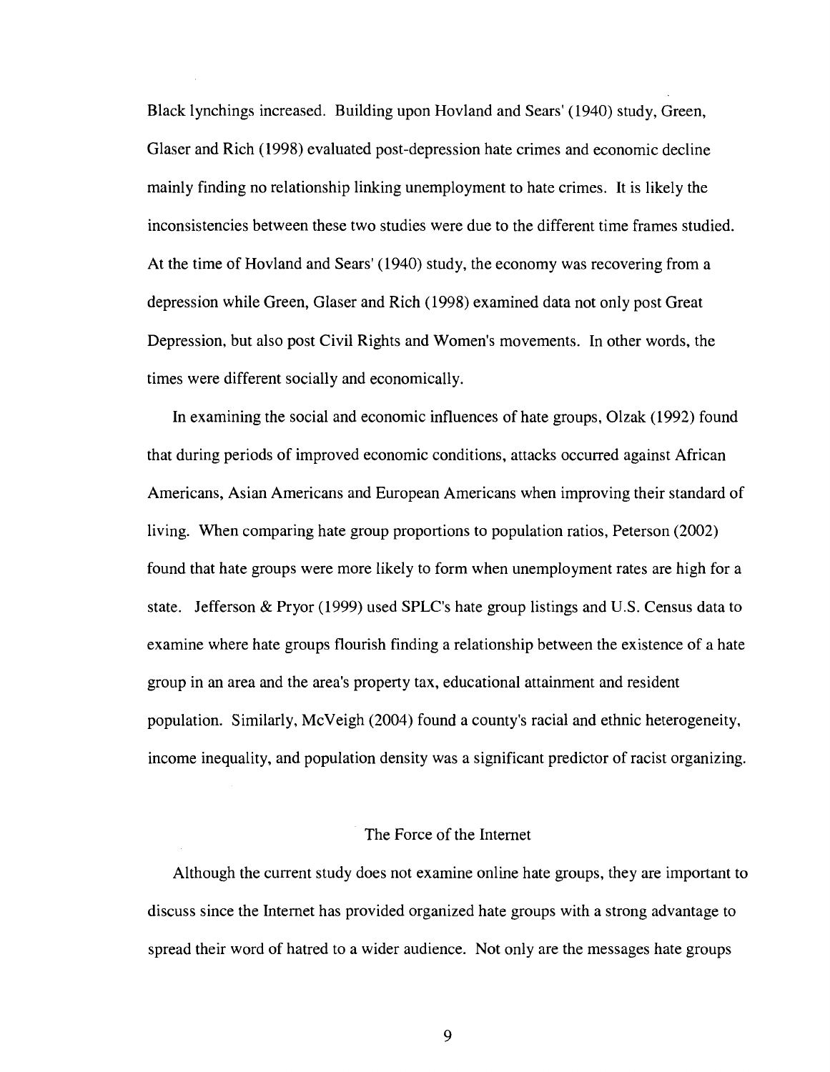Black lynchings increased. Building upon Hovland and Sears' (1940) study, Green, Glaser and Rich (1998) evaluated post-depression hate crimes and economic decline mainly finding no relationship linking unemployment to hate crimes. It is likely the inconsistencies between these two studies were due to the different time frames studied. At the time of Hovland and Sears' (1940) study, the economy was recovering from a depression while Green, Glaser and Rich (1998) examined data not only post Great Depression, but also post Civil Rights and Women's movements. In other words, the times were different socially and economically.

In examining the social and economic influences of hate groups, Olzak (1992) found that during periods of improved economic conditions, attacks occurred against African Americans, Asian Americans and European Americans when improving their standard of living. When comparing hate group proportions to population ratios, Peterson (2002) found that hate groups were more likely to form when unemployment rates are high for a state. Jefferson & Pryor (1999) used SPLC's hate group listings and U.S. Census data to examine where hate groups flourish finding a relationship between the existence of a hate group in an area and the area's property tax, educational attainment and resident population. Similarly, McVeigh (2004) found a county's racial and ethnic heterogeneity, income inequality, and population density was a significant predictor of racist organizing.

## The Force of the Internet

Although the current study does not examine online hate groups, they are important to discuss since the Internet has provided organized hate groups with a strong advantage to spread their word of hatred to a wider audience. Not only are the messages hate groups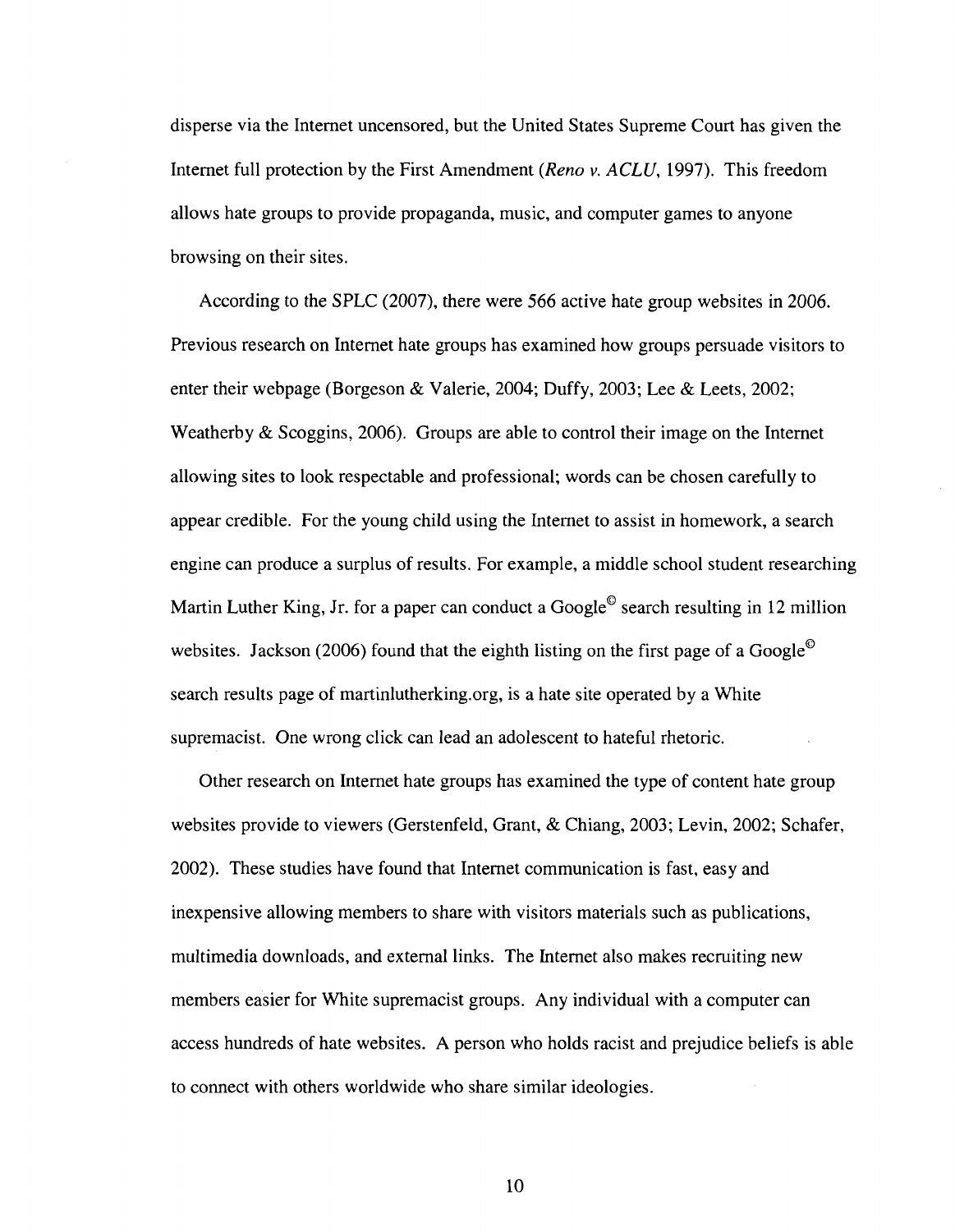disperse via the Internet uncensored, but the United States Supreme Court has given the Internet full protection by the First Amendment (*Reno v. ACLU*, 1997). This freedom allows hate groups to provide propaganda, music, and computer games to anyone browsing on their sites.

According to the SPLC (2007), there were 566 active hate group websites in 2006. Previous research on Internet hate groups has examined how groups persuade visitors to enter their webpage (Borgeson & Valerie, 2004; Duffy, 2003; Lee & Leets, 2002; Weatherby & Scoggins, 2006). Groups are able to control their image on the Internet allowing sites to look respectable and professional; words can be chosen carefully to appear credible. For the young child using the Internet to assist in homework, a search engine can produce a surplus of results. For example, a middle school student researching Martin Luther King, Jr. for a paper can conduct a Google© search resulting in 12 million websites. Jackson (2006) found that the eighth listing on the first page of a Google© search results page of martinlutherking.org, is a hate site operated by a White supremacist. One wrong click can lead an adolescent to hateful rhetoric.

Other research on Internet hate groups has examined the type of content hate group websites provide to viewers (Gerstenfeld, Grant, & Chiang, 2003; Levin, 2002; Schafer, 2002). These studies have found that Internet communication is fast, easy and inexpensive allowing members to share with visitors materials such as publications, multimedia downloads, and external links. The Internet also makes recruiting new members easier for White supremacist groups. Any individual with a computer can access hundreds of hate websites. A person who holds racist and prejudice beliefs is able to connect with others worldwide who share similar ideologies.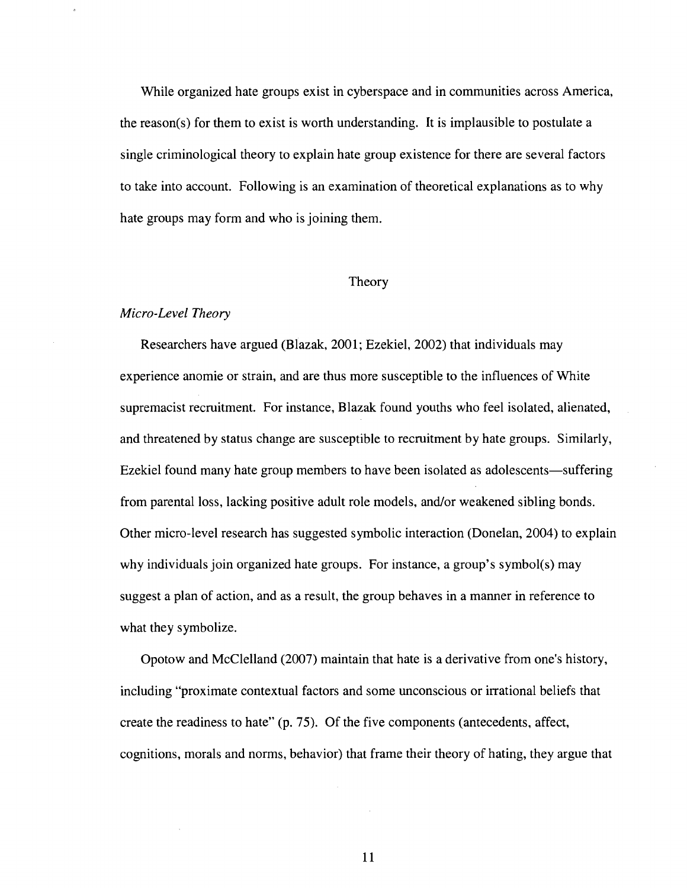While organized hate groups exist in cyberspace and in communities across America, the reason(s) for them to exist is worth understanding. It is implausible to postulate a single criminological theory to explain hate group existence for there are several factors to take into account. Following is an examination of theoretical explanations as to why hate groups may form and who is joining them.

## Theory

### *Micro-Level Theory*

Researchers have argued (Blazak, 2001; Ezekiel, 2002) that individuals may experience anomie or strain, and are thus more susceptible to the influences of White supremacist recruitment. For instance, Blazak found youths who feel isolated, alienated, and threatened by status change are susceptible to recruitment by hate groups. Similarly, Ezekiel found many hate group members to have been isolated as adolescents—suffering from parental loss, lacking positive adult role models, and/or weakened sibling bonds. Other micro-level research has suggested symbolic interaction (Donelan, 2004) to explain why individuals join organized hate groups. For instance, a group's symbol(s) may suggest a plan of action, and as a result, the group behaves in a manner in reference to what they symbolize.

Opotow and McClelland (2007) maintain that hate is a derivative from one's history, including "proximate contextual factors and some unconscious or irrational beliefs that create the readiness to hate" (p. 75). Of the five components (antecedents, affect, cognitions, morals and norms, behavior) that frame their theory of hating, they argue that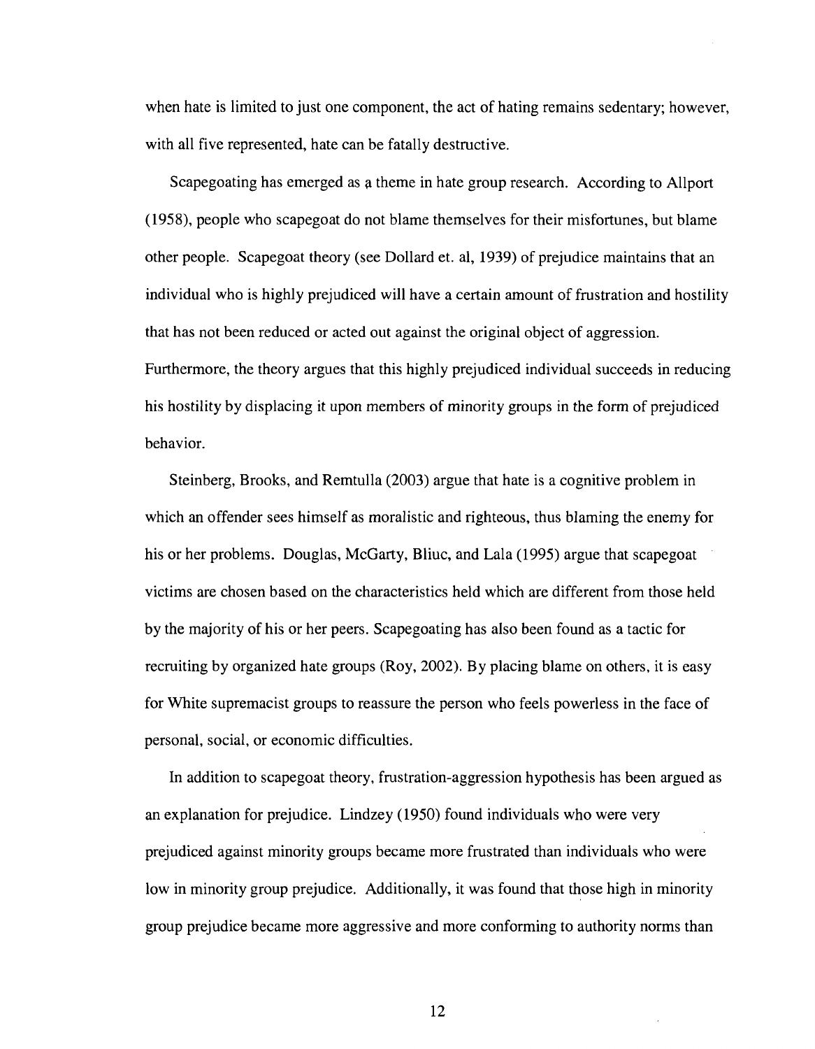when hate is limited to just one component, the act of hating remains sedentary; however, with all five represented, hate can be fatally destructive.

Scapegoating has emerged as a theme in hate group research. According to Allport (1958), people who scapegoat do not blame themselves for their misfortunes, but blame other people. Scapegoat theory (see Dollard et. al, 1939) of prejudice maintains that an individual who is highly prejudiced will have a certain amount of frustration and hostility that has not been reduced or acted out against the original object of aggression. Furthermore, the theory argues that this highly prejudiced individual succeeds in reducing his hostility by displacing it upon members of minority groups in the form of prejudiced behavior.

Steinberg, Brooks, and Remtulla (2003) argue that hate is a cognitive problem in which an offender sees himself as moralistic and righteous, thus blaming the enemy for his or her problems. Douglas, McGarty, Bliuc, and Lala (1995) argue that scapegoat victims are chosen based on the characteristics held which are different from those held by the majority of his or her peers. Scapegoating has also been found as a tactic for recruiting by organized hate groups (Roy, 2002). By placing blame on others, it is easy for White supremacist groups to reassure the person who feels powerless in the face of personal, social, or economic difficulties.

In addition to scapegoat theory, frustration-aggression hypothesis has been argued as an explanation for prejudice. Lindzey (1950) found individuals who were very prejudiced against minority groups became more frustrated than individuals who were low in minority group prejudice. Additionally, it was found that those high in minority group prejudice became more aggressive and more conforming to authority norms than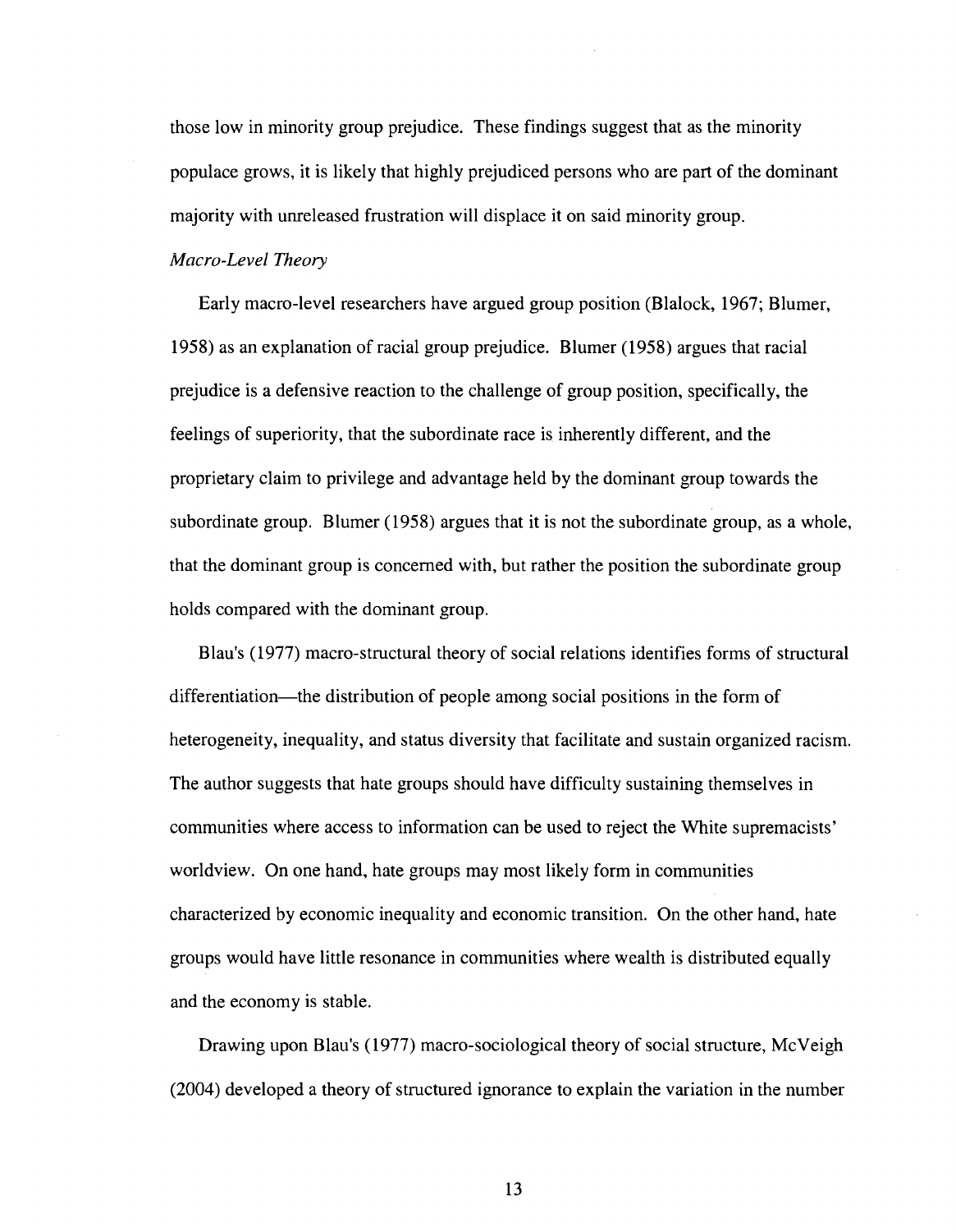those low in minority group prejudice. These findings suggest that as the minority populace grows, it is likely that highly prejudiced persons who are part of the dominant majority with unreleased frustration will displace it on said minority group.

*Macro-Level Theory*

Early macro-level researchers have argued group position (Blalock, 1967; Blumer, 1958) as an explanation of racial group prejudice. Blumer (1958) argues that racial prejudice is a defensive reaction to the challenge of group position, specifically, the feelings of superiority, that the subordinate race is inherently different, and the proprietary claim to privilege and advantage held by the dominant group towards the subordinate group. Blumer (1958) argues that it is not the subordinate group, as a whole, that the dominant group is concerned with, but rather the position the subordinate group holds compared with the dominant group.

Blau's (1977) macro-structural theory of social relations identifies forms of structural differentiation—the distribution of people among social positions in the form of heterogeneity, inequality, and status diversity that facilitate and sustain organized racism. The author suggests that hate groups should have difficulty sustaining themselves in communities where access to information can be used to reject the White supremacists' worldview. On one hand, hate groups may most likely form in communities characterized by economic inequality and economic transition. On the other hand, hate groups would have little resonance in communities where wealth is distributed equally and the economy is stable.

Drawing upon Blau's (1977) macro-sociological theory of social structure, McVeigh (2004) developed a theory of structured ignorance to explain the variation in the number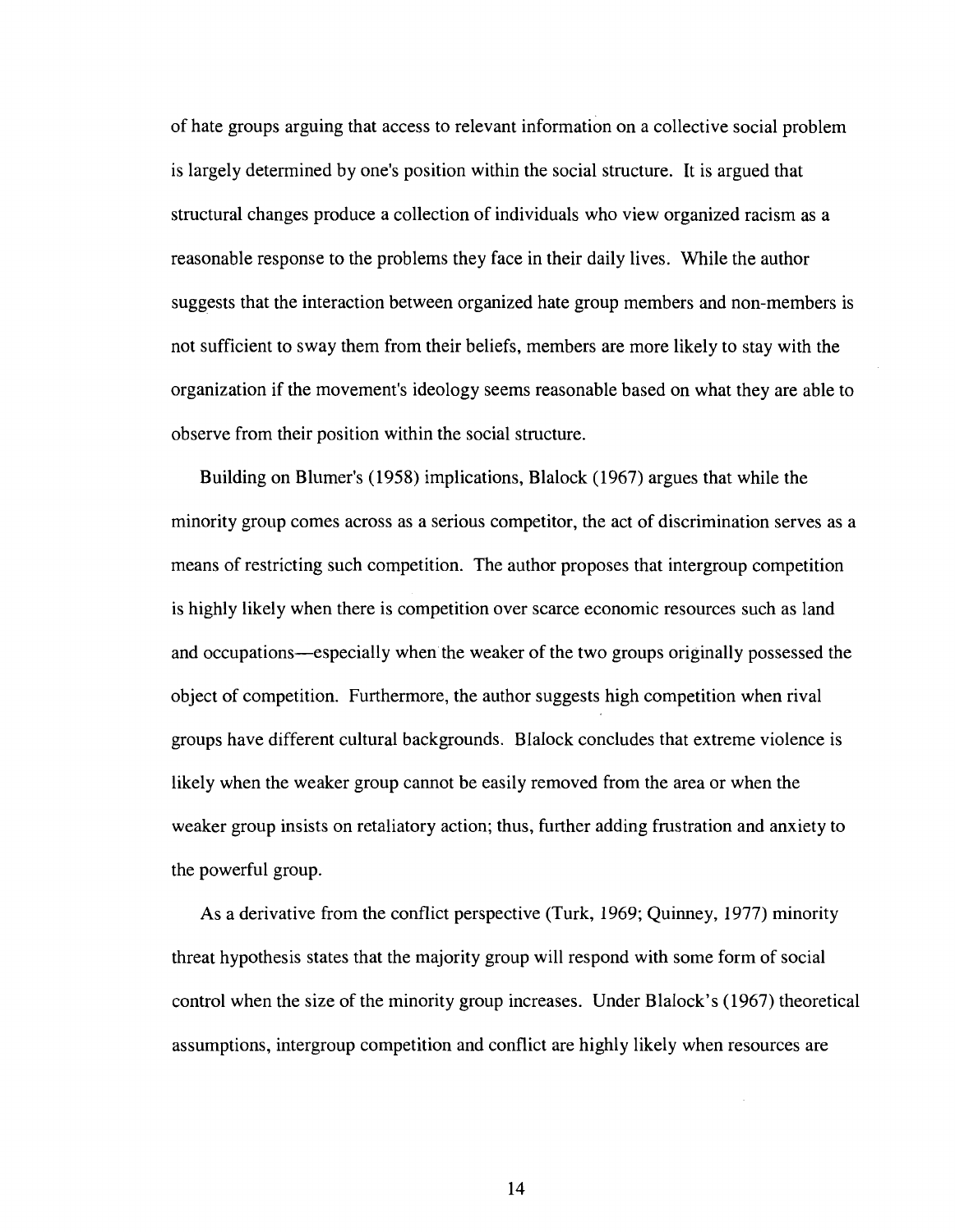of hate groups arguing that access to relevant information on a collective social problem is largely determined by one's position within the social structure. It is argued that structural changes produce a collection of individuals who view organized racism as a reasonable response to the problems they face in their daily lives. While the author suggests that the interaction between organized hate group members and non-members is not sufficient to sway them from their beliefs, members are more likely to stay with the organization if the movement's ideology seems reasonable based on what they are able to observe from their position within the social structure.

Building on Blumer's (1958) implications, Blalock (1967) argues that while the minority group comes across as a serious competitor, the act of discrimination serves as a means of restricting such competition. The author proposes that intergroup competition is highly likely when there is competition over scarce economic resources such as land and occupations—especially when the weaker of the two groups originally possessed the object of competition. Furthermore, the author suggests high competition when rival groups have different cultural backgrounds. Blalock concludes that extreme violence is likely when the weaker group cannot be easily removed from the area or when the weaker group insists on retaliatory action; thus, further adding frustration and anxiety to the powerful group.

As a derivative from the conflict perspective (Turk, 1969; Quinney, 1977) minority threat hypothesis states that the majority group will respond with some form of social control when the size of the minority group increases. Under Blalock's (1967) theoretical assumptions, intergroup competition and conflict are highly likely when resources are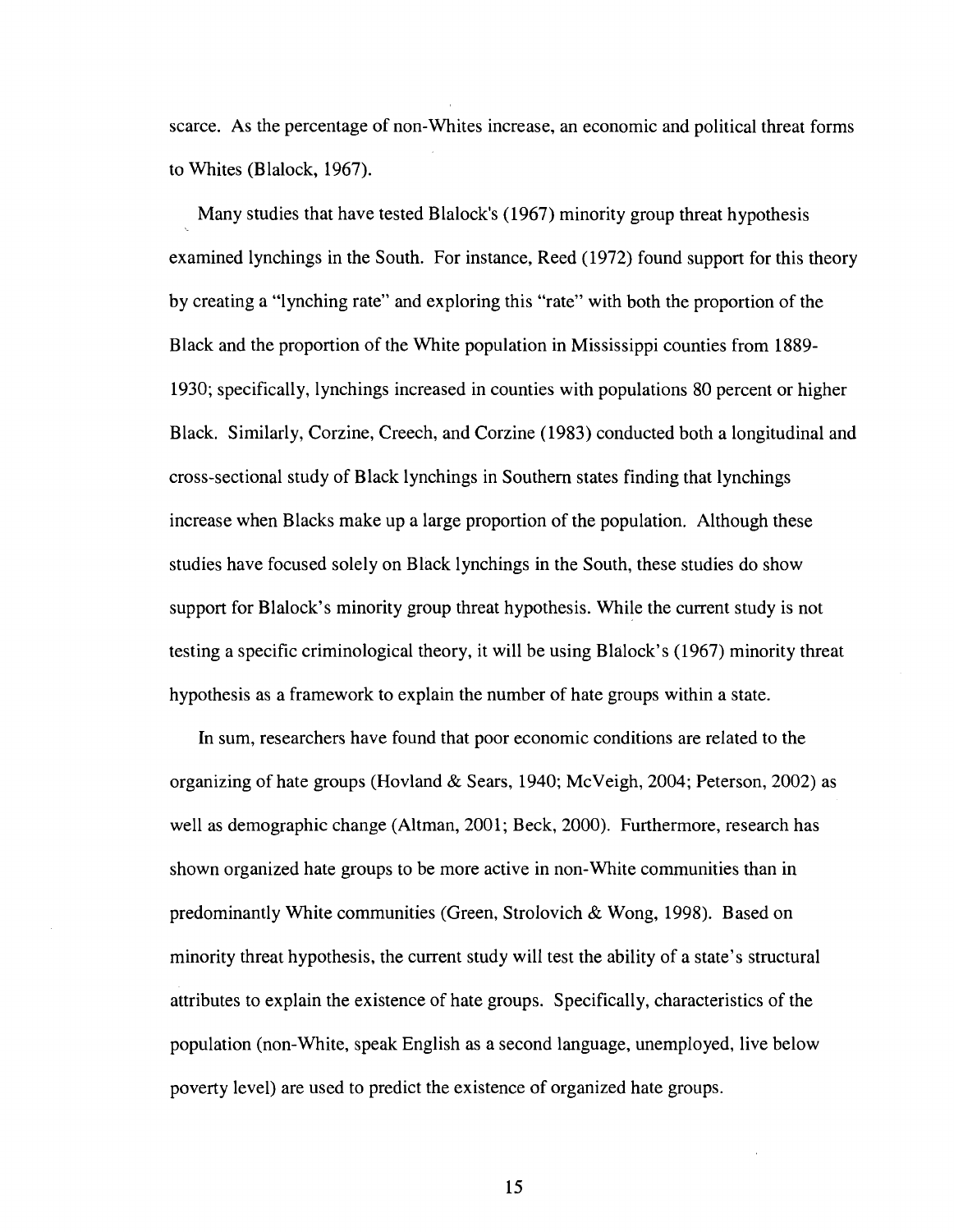scarce. As the percentage of non-Whites increase, an economic and political threat forms to Whites (Blalock, 1967).

Many studies that have tested Blalock's (1967) minority group threat hypothesis examined lynchings in the South. For instance, Reed (1972) found support for this theory by creating a "lynching rate" and exploring this "rate" with both the proportion of the Black and the proportion of the White population in Mississippi counties from 1889-1930; specifically, lynchings increased in counties with populations 80 percent or higher Black. Similarly, Corzine, Creech, and Corzine (1983) conducted both a longitudinal and cross-sectional study of Black lynchings in Southern states finding that lynchings increase when Blacks make up a large proportion of the population. Although these studies have focused solely on Black lynchings in the South, these studies do show support for Blalock's minority group threat hypothesis. While the current study is not testing a specific criminological theory, it will be using Blalock's (1967) minority threat hypothesis as a framework to explain the number of hate groups within a state.

In sum, researchers have found that poor economic conditions are related to the organizing of hate groups (Hovland & Sears, 1940; McVeigh, 2004; Peterson, 2002) as well as demographic change (Altman, 2001; Beck, 2000). Furthermore, research has shown organized hate groups to be more active in non-White communities than in predominantly White communities (Green, Strolovich & Wong, 1998). Based on minority threat hypothesis, the current study will test the ability of a state's structural attributes to explain the existence of hate groups. Specifically, characteristics of the population (non-White, speak English as a second language, unemployed, live below poverty level) are used to predict the existence of organized hate groups.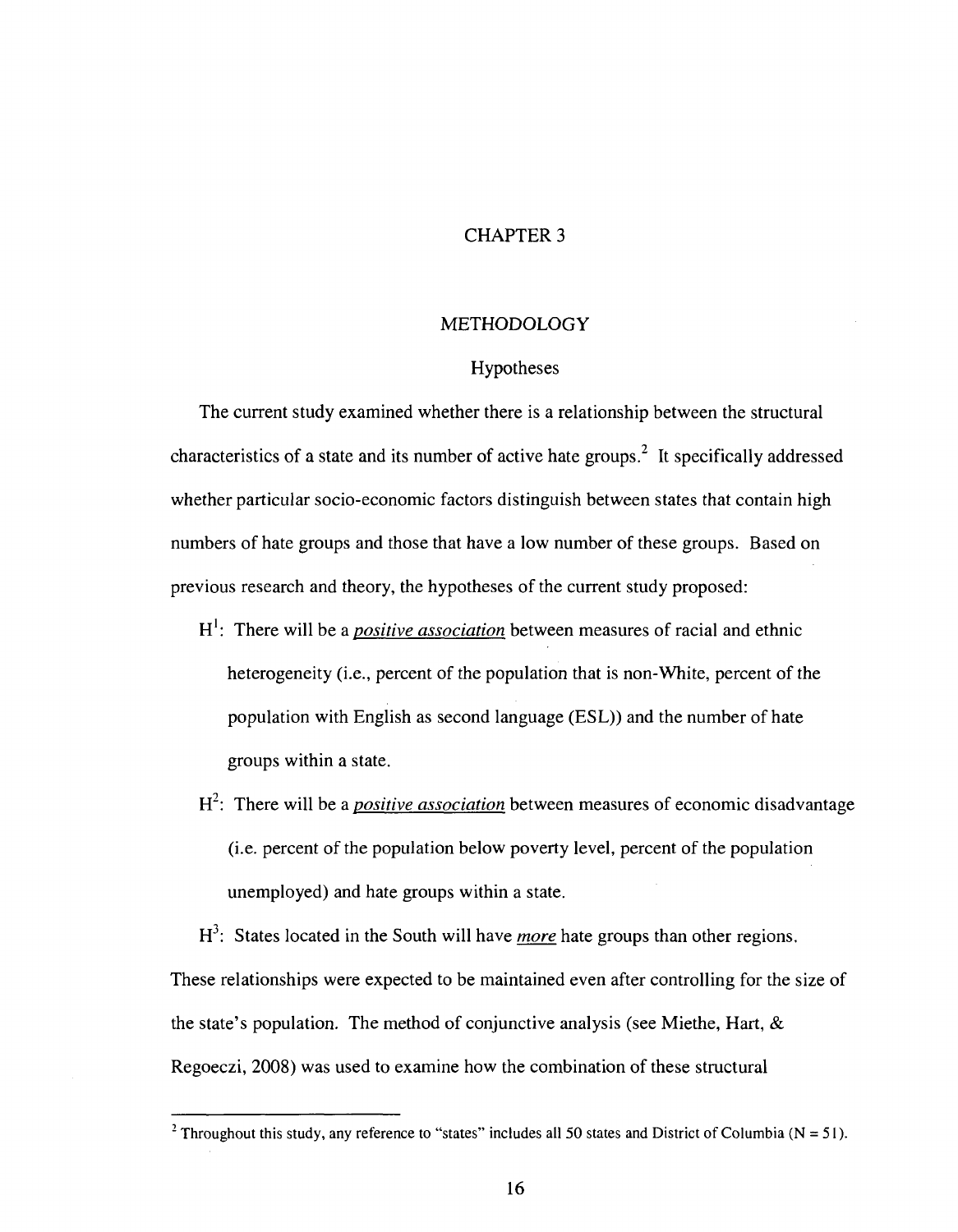# CHAPTER 3

## METHODOLOGY

### Hypotheses

The current study examined whether there is a relationship between the structural characteristics of a state and its number of active hate groups.[2] It specifically addressed whether particular socio-economic factors distinguish between states that contain high numbers of hate groups and those that have a low number of these groups. Based on previous research and theory, the hypotheses of the current study proposed:

$H^1$: There will be a *positive association* between measures of racial and ethnic heterogeneity (i.e., percent of the population that is non-White, percent of the population with English as second language (ESL)) and the number of hate groups within a state.

$H^2$: There will be a *positive association* between measures of economic disadvantage (i.e. percent of the population below poverty level, percent of the population unemployed) and hate groups within a state.

$H^3$: States located in the South will have *more* hate groups than other regions.

These relationships were expected to be maintained even after controlling for the size of the state's population. The method of conjunctive analysis (see Miethe, Hart, & Regoeczi, 2008) was used to examine how the combination of these structural

---

[2] Throughout this study, any reference to "states" includes all 50 states and District of Columbia (N = 51).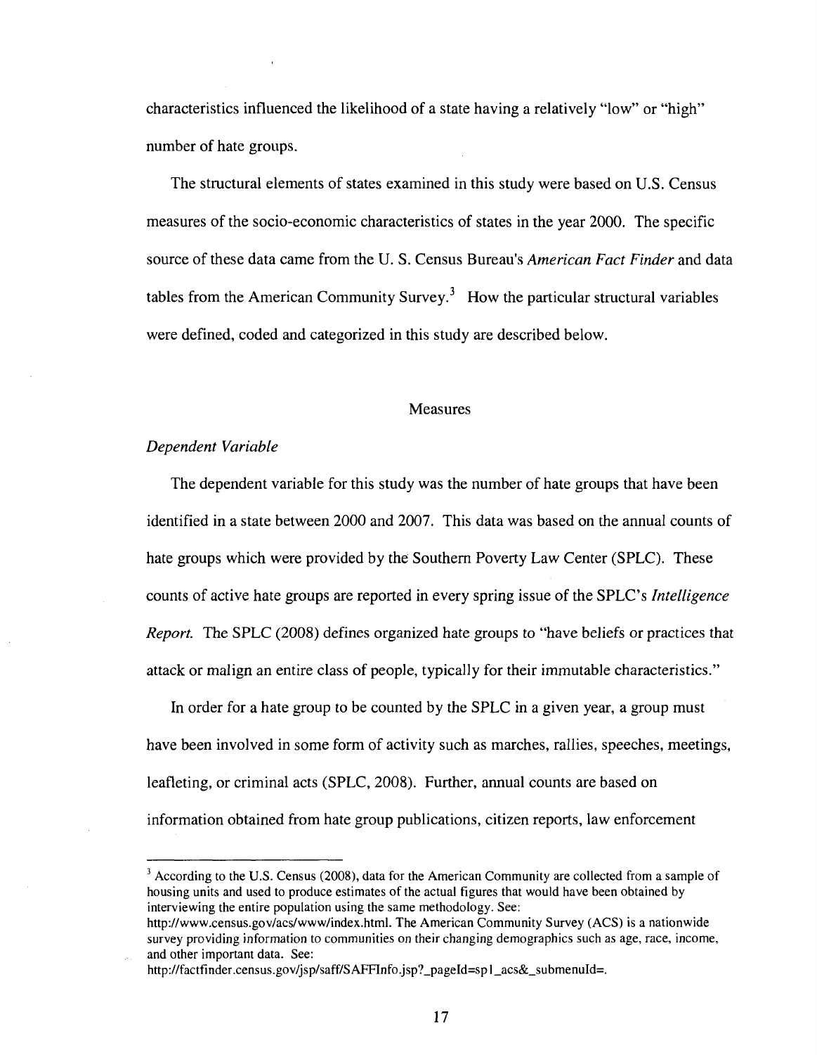characteristics influenced the likelihood of a state having a relatively "low" or "high" number of hate groups.

The structural elements of states examined in this study were based on U.S. Census measures of the socio-economic characteristics of states in the year 2000. The specific source of these data came from the U. S. Census Bureau's *American Fact Finder* and data tables from the American Community Survey.[3] How the particular structural variables were defined, coded and categorized in this study are described below.

## Measures

### *Dependent Variable*

The dependent variable for this study was the number of hate groups that have been identified in a state between 2000 and 2007. This data was based on the annual counts of hate groups which were provided by the Southern Poverty Law Center (SPLC). These counts of active hate groups are reported in every spring issue of the SPLC's *Intelligence Report.* The SPLC (2008) defines organized hate groups to "have beliefs or practices that attack or malign an entire class of people, typically for their immutable characteristics."

In order for a hate group to be counted by the SPLC in a given year, a group must have been involved in some form of activity such as marches, rallies, speeches, meetings, leafleting, or criminal acts (SPLC, 2008). Further, annual counts are based on information obtained from hate group publications, citizen reports, law enforcement

---

[3] According to the U.S. Census (2008), data for the American Community are collected from a sample of housing units and used to produce estimates of the actual figures that would have been obtained by interviewing the entire population using the same methodology. See: http://www.census.gov/acs/www/index.html. The American Community Survey (ACS) is a nationwide survey providing information to communities on their changing demographics such as age, race, income, and other important data. See: http://factfinder.census.gov/jsp/saff/SAFFInfo.jsp?_pageId=sp1_acs&_submenuId=.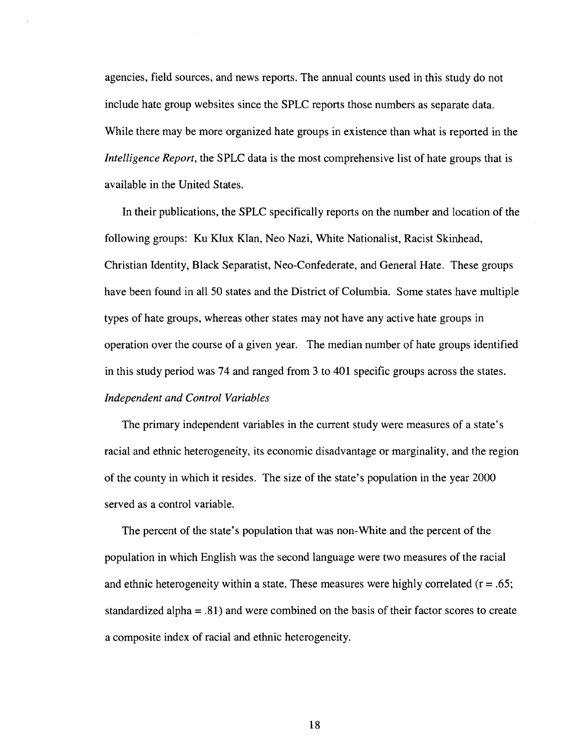agencies, field sources, and news reports. The annual counts used in this study do not include hate group websites since the SPLC reports those numbers as separate data. While there may be more organized hate groups in existence than what is reported in the *Intelligence Report*, the SPLC data is the most comprehensive list of hate groups that is available in the United States.

In their publications, the SPLC specifically reports on the number and location of the following groups: Ku Klux Klan, Neo Nazi, White Nationalist, Racist Skinhead, Christian Identity, Black Separatist, Neo-Confederate, and General Hate. These groups have been found in all 50 states and the District of Columbia. Some states have multiple types of hate groups, whereas other states may not have any active hate groups in operation over the course of a given year. The median number of hate groups identified in this study period was 74 and ranged from 3 to 401 specific groups across the states.

*Independent and Control Variables*

The primary independent variables in the current study were measures of a state's racial and ethnic heterogeneity, its economic disadvantage or marginality, and the region of the county in which it resides. The size of the state's population in the year 2000 served as a control variable.

The percent of the state's population that was non-White and the percent of the population in which English was the second language were two measures of the racial and ethnic heterogeneity within a state. These measures were highly correlated ($r = .65$; standardized alpha = .81) and were combined on the basis of their factor scores to create a composite index of racial and ethnic heterogeneity.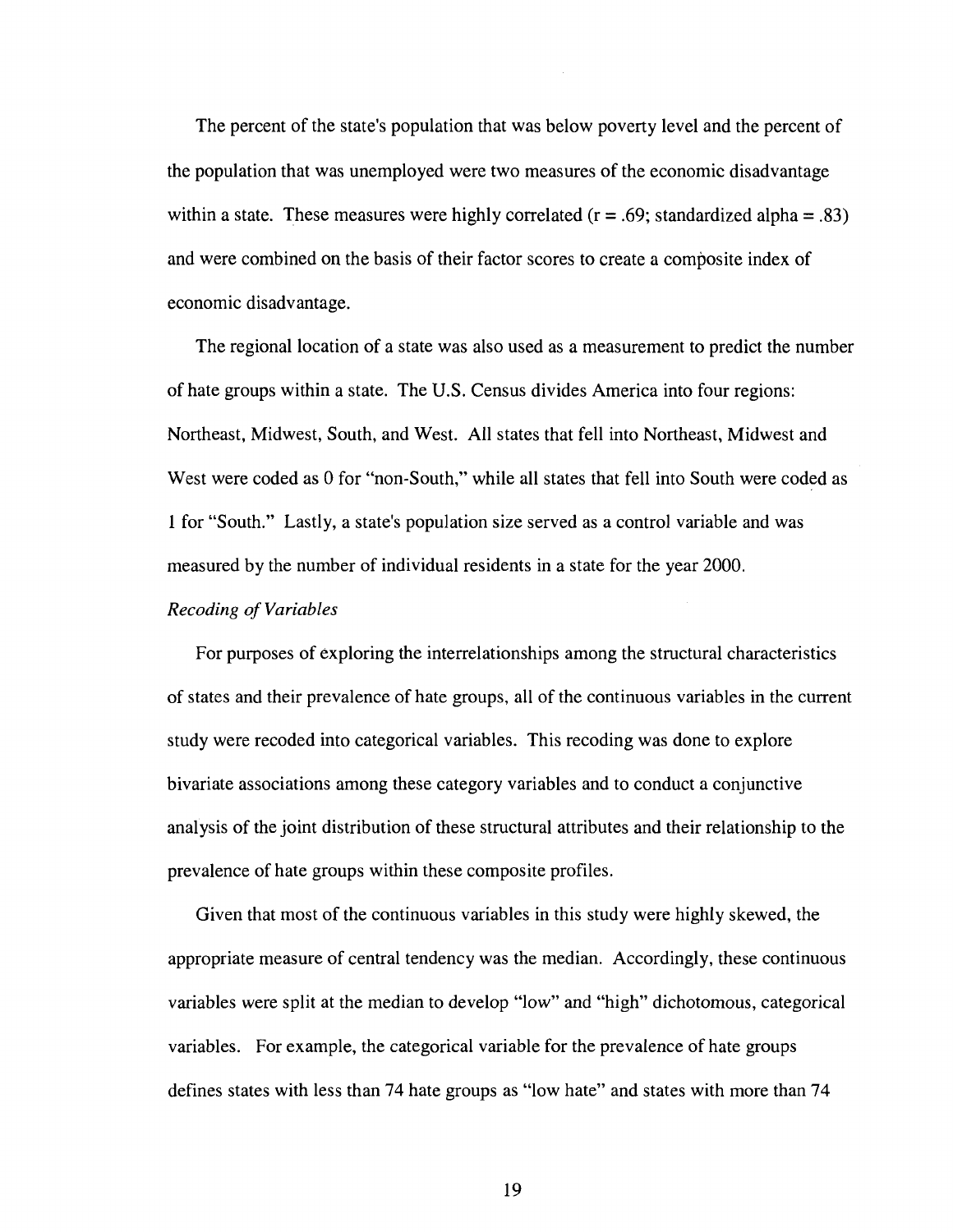The percent of the state's population that was below poverty level and the percent of the population that was unemployed were two measures of the economic disadvantage within a state. These measures were highly correlated ($r = .69$; standardized alpha = .83) and were combined on the basis of their factor scores to create a composite index of economic disadvantage.

The regional location of a state was also used as a measurement to predict the number of hate groups within a state. The U.S. Census divides America into four regions: Northeast, Midwest, South, and West. All states that fell into Northeast, Midwest and West were coded as 0 for "non-South," while all states that fell into South were coded as 1 for "South." Lastly, a state's population size served as a control variable and was measured by the number of individual residents in a state for the year 2000.

*Recoding of Variables*

For purposes of exploring the interrelationships among the structural characteristics of states and their prevalence of hate groups, all of the continuous variables in the current study were recoded into categorical variables. This recoding was done to explore bivariate associations among these category variables and to conduct a conjunctive analysis of the joint distribution of these structural attributes and their relationship to the prevalence of hate groups within these composite profiles.

Given that most of the continuous variables in this study were highly skewed, the appropriate measure of central tendency was the median. Accordingly, these continuous variables were split at the median to develop "low" and "high" dichotomous, categorical variables. For example, the categorical variable for the prevalence of hate groups defines states with less than 74 hate groups as "low hate" and states with more than 74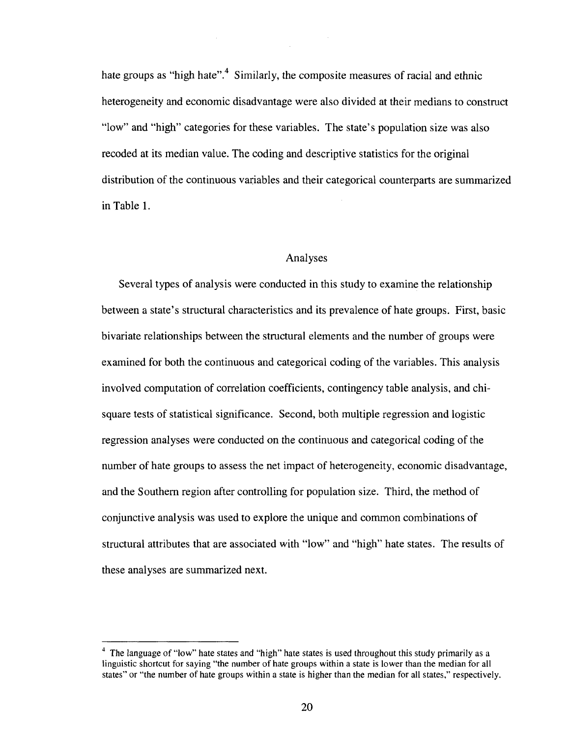hate groups as "high hate".[4] Similarly, the composite measures of racial and ethnic heterogeneity and economic disadvantage were also divided at their medians to construct "low" and "high" categories for these variables. The state's population size was also recoded at its median value. The coding and descriptive statistics for the original distribution of the continuous variables and their categorical counterparts are summarized in Table 1.

## Analyses

Several types of analysis were conducted in this study to examine the relationship between a state's structural characteristics and its prevalence of hate groups. First, basic bivariate relationships between the structural elements and the number of groups were examined for both the continuous and categorical coding of the variables. This analysis involved computation of correlation coefficients, contingency table analysis, and chi-square tests of statistical significance. Second, both multiple regression and logistic regression analyses were conducted on the continuous and categorical coding of the number of hate groups to assess the net impact of heterogeneity, economic disadvantage, and the Southern region after controlling for population size. Third, the method of conjunctive analysis was used to explore the unique and common combinations of structural attributes that are associated with "low" and "high" hate states. The results of these analyses are summarized next.

---

[4] The language of "low" hate states and "high" hate states is used throughout this study primarily as a linguistic shortcut for saying "the number of hate groups within a state is lower than the median for all states" or "the number of hate groups within a state is higher than the median for all states," respectively.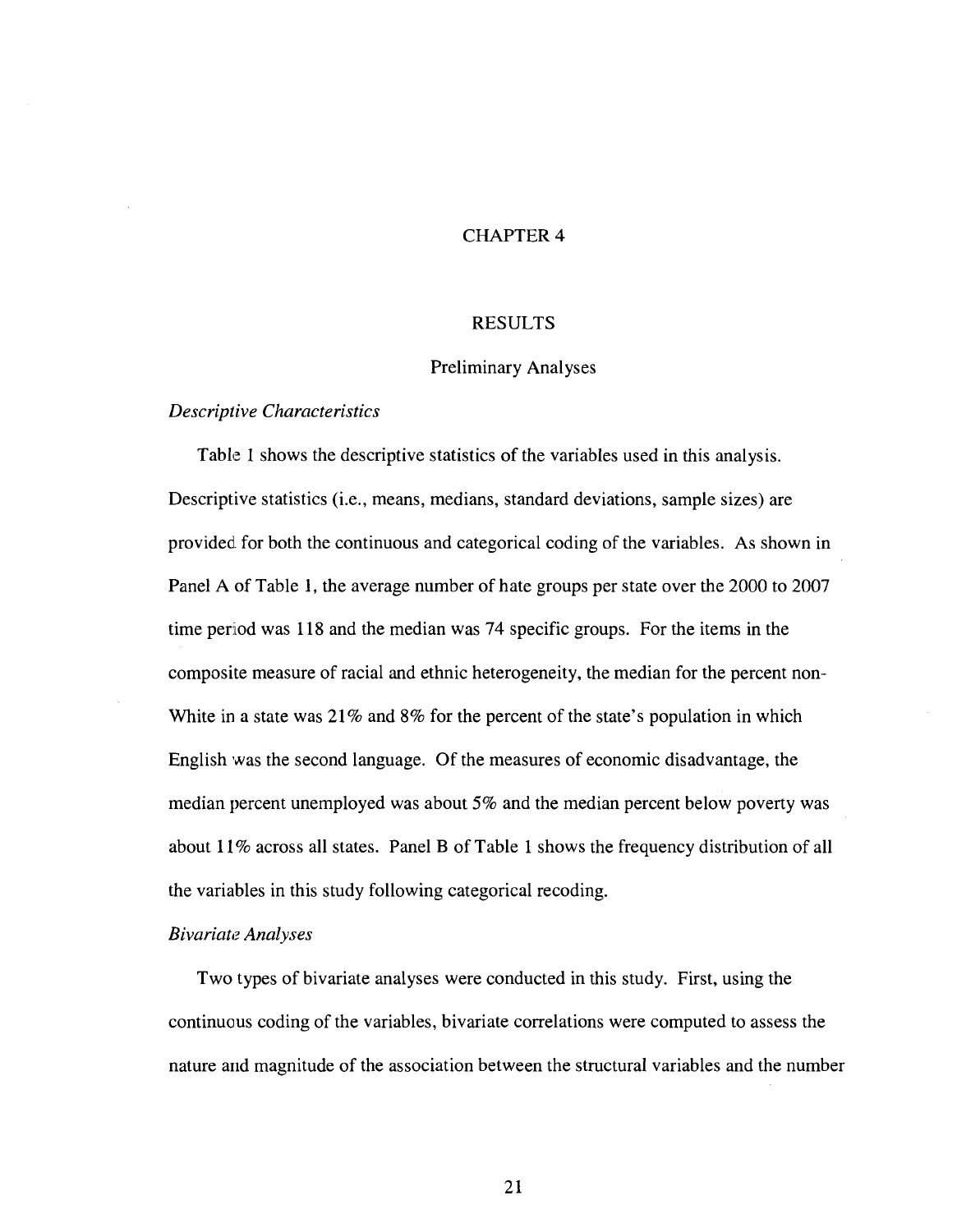# CHAPTER 4

# RESULTS

## Preliminary Analyses

### *Descriptive Characteristics*

Table 1 shows the descriptive statistics of the variables used in this analysis. Descriptive statistics (i.e., means, medians, standard deviations, sample sizes) are provided for both the continuous and categorical coding of the variables. As shown in Panel A of Table 1, the average number of hate groups per state over the 2000 to 2007 time period was 118 and the median was 74 specific groups. For the items in the composite measure of racial and ethnic heterogeneity, the median for the percent non-White in a state was 21% and 8% for the percent of the state's population in which English was the second language. Of the measures of economic disadvantage, the median percent unemployed was about 5% and the median percent below poverty was about 11% across all states. Panel B of Table 1 shows the frequency distribution of all the variables in this study following categorical recoding.

### *Bivariate Analyses*

Two types of bivariate analyses were conducted in this study. First, using the continuous coding of the variables, bivariate correlations were computed to assess the nature and magnitude of the association between the structural variables and the number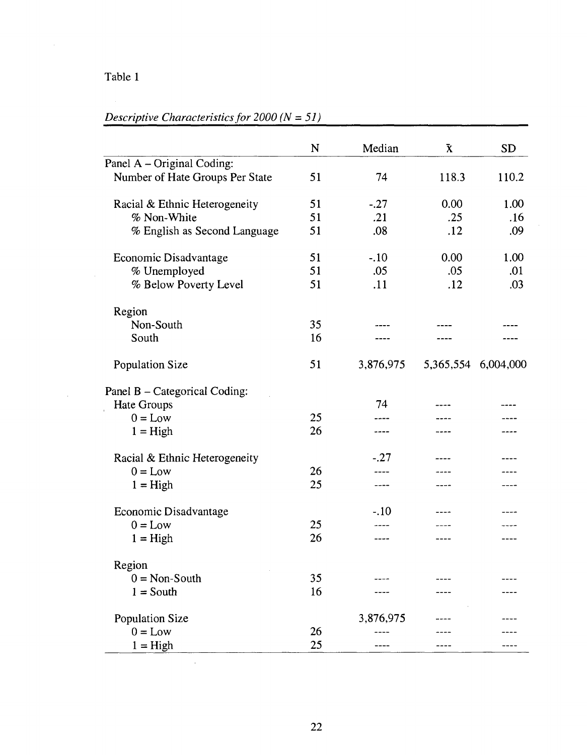Table 1

*Descriptive Characteristics for 2000 (N = 51)*

| | N | Median | $\bar{x}$ | SD |
|---|---|---|---|---|
| Panel A – Original Coding: | | | | |
| Number of Hate Groups Per State | 51 | 74 | 118.3 | 110.2 |
| | | | | |
| Racial & Ethnic Heterogeneity | 51 | -.27 | 0.00 | 1.00 |
| % Non-White | 51 | .21 | .25 | .16 |
| % English as Second Language | 51 | .08 | .12 | .09 |
| | | | | |
| Economic Disadvantage | 51 | -.10 | 0.00 | 1.00 |
| % Unemployed | 51 | .05 | .05 | .01 |
| % Below Poverty Level | 51 | .11 | .12 | .03 |
| | | | | |
| Region | | | | |
| Non-South | 35 | ---- | ---- | ---- |
| South | 16 | ---- | ---- | ---- |
| | | | | |
| Population Size | 51 | 3,876,975 | 5,365,554 | 6,004,000 |
| | | | | |
| Panel B – Categorical Coding: | | | | |
| Hate Groups | | 74 | ---- | ---- |
| 0 = Low | 25 | ---- | ---- | ---- |
| 1 = High | 26 | ---- | ---- | ---- |
| | | | | |
| Racial & Ethnic Heterogeneity | | -.27 | ---- | ---- |
| 0 = Low | 26 | ---- | ---- | ---- |
| 1 = High | 25 | ---- | ---- | ---- |
| | | | | |
| Economic Disadvantage | | -.10 | ---- | ---- |
| 0 = Low | 25 | ---- | ---- | ---- |
| 1 = High | 26 | ---- | ---- | ---- |
| | | | | |
| Region | | | | |
| 0 = Non-South | 35 | ---- | ---- | ---- |
| 1 = South | 16 | ---- | ---- | ---- |
| | | | | |
| Population Size | | 3,876,975 | ---- | ---- |
| 0 = Low | 26 | ---- | ---- | ---- |
| 1 = High | 25 | ---- | ---- | ---- |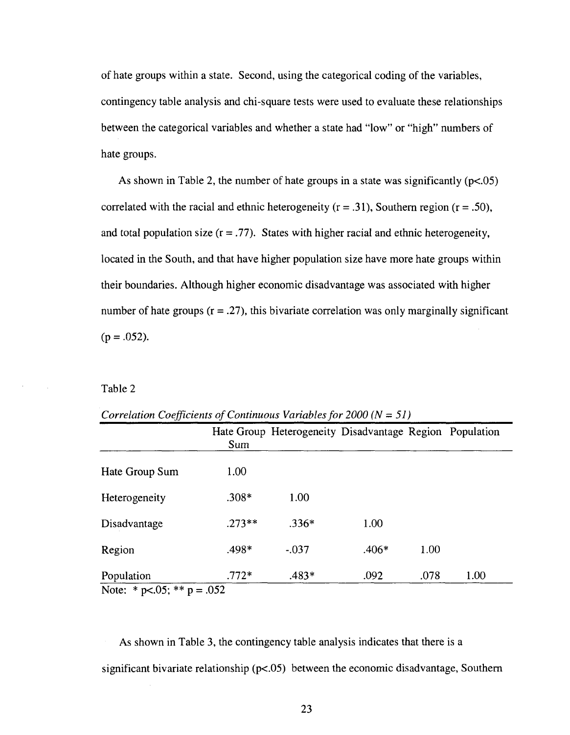of hate groups within a state. Second, using the categorical coding of the variables, contingency table analysis and chi-square tests were used to evaluate these relationships between the categorical variables and whether a state had "low" or "high" numbers of hate groups.

As shown in Table 2, the number of hate groups in a state was significantly ($p<.05$) correlated with the racial and ethnic heterogeneity ($r = .31$), Southern region ($r = .50$), and total population size ($r = .77$). States with higher racial and ethnic heterogeneity, located in the South, and that have higher population size have more hate groups within their boundaries. Although higher economic disadvantage was associated with higher number of hate groups ($r = .27$), this bivariate correlation was only marginally significant ($p = .052$).

Table 2

*Correlation Coefficients of Continuous Variables for 2000 (N = 51)*

| | Hate Group Sum | Heterogeneity | Disadvantage | Region | Population |
|---|---|---|---|---|---|
| Hate Group Sum | 1.00 | | | | |
| Heterogeneity | .308* | 1.00 | | | |
| Disadvantage | .273** | .336* | 1.00 | | |
| Region | .498* | -.037 | .406* | 1.00 | |
| Population | .772* | .483* | .092 | .078 | 1.00 |

Note: * $p<.05$; ** $p = .052$

As shown in Table 3, the contingency table analysis indicates that there is a significant bivariate relationship ($p<.05$) between the economic disadvantage, Southern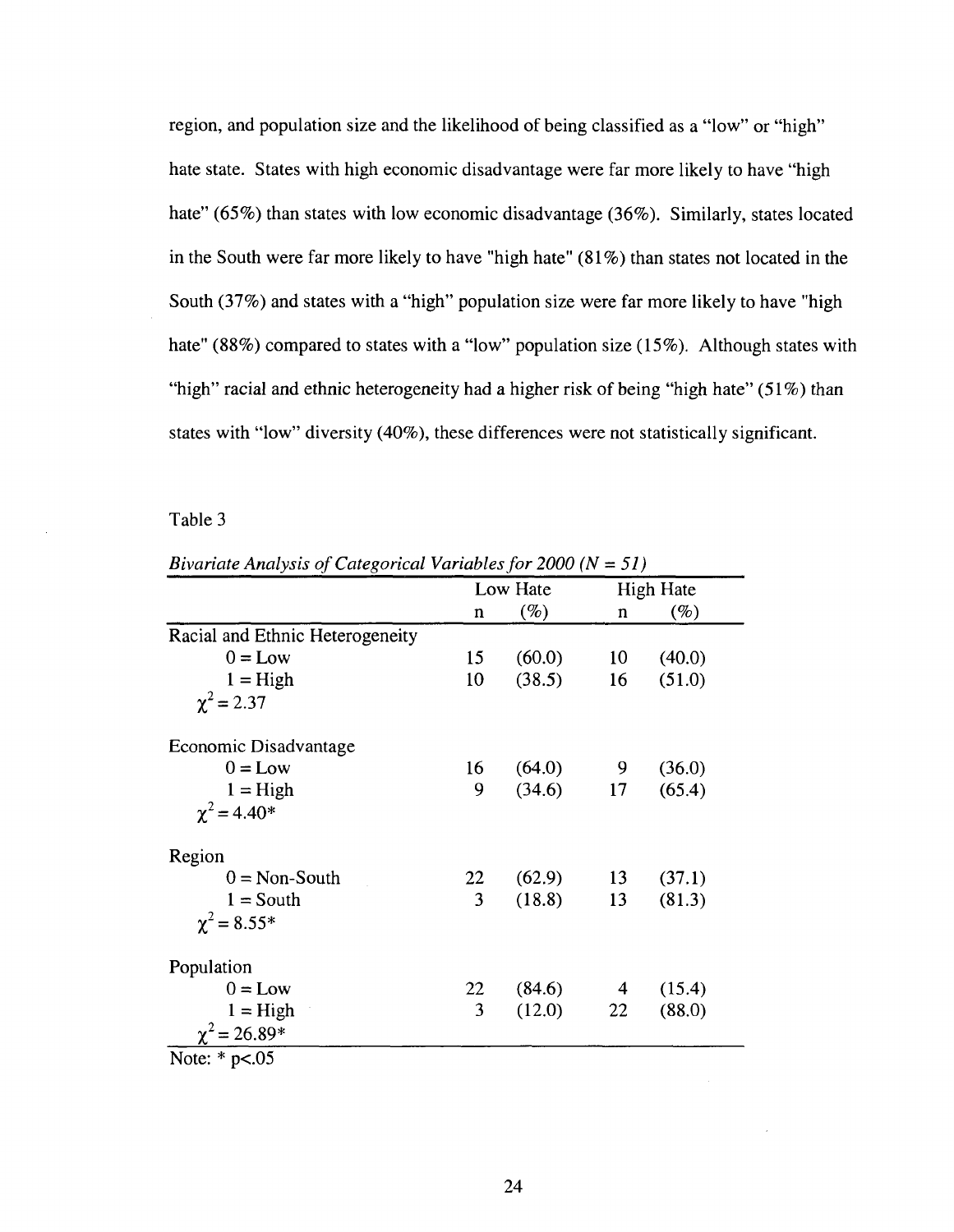region, and population size and the likelihood of being classified as a "low" or "high" hate state. States with high economic disadvantage were far more likely to have "high hate" (65%) than states with low economic disadvantage (36%). Similarly, states located in the South were far more likely to have "high hate" (81%) than states not located in the South (37%) and states with a "high" population size were far more likely to have "high hate" (88%) compared to states with a "low" population size (15%). Although states with "high" racial and ethnic heterogeneity had a higher risk of being "high hate" (51%) than states with "low" diversity (40%), these differences were not statistically significant.

Table 3

*Bivariate Analysis of Categorical Variables for 2000 (N = 51)*

| | Low Hate | | High Hate | |
|---|---|---|---|---|
| | n | (%) | n | (%) |
| Racial and Ethnic Heterogeneity | | | | |
| 0 = Low | 15 | (60.0) | 10 | (40.0) |
| 1 = High | 10 | (38.5) | 16 | (51.0) |
| $\chi^2 = 2.37$ | | | | |
| Economic Disadvantage | | | | |
| 0 = Low | 16 | (64.0) | 9 | (36.0) |
| 1 = High | 9 | (34.6) | 17 | (65.4) |
| $\chi^2 = 4.40$* | | | | |
| Region | | | | |
| 0 = Non-South | 22 | (62.9) | 13 | (37.1) |
| 1 = South | 3 | (18.8) | 13 | (81.3) |
| $\chi^2 = 8.55$* | | | | |
| Population | | | | |
| 0 = Low | 22 | (84.6) | 4 | (15.4) |
| 1 = High | 3 | (12.0) | 22 | (88.0) |
| $\chi^2 = 26.89$* | | | | |

Note: * $p<.05$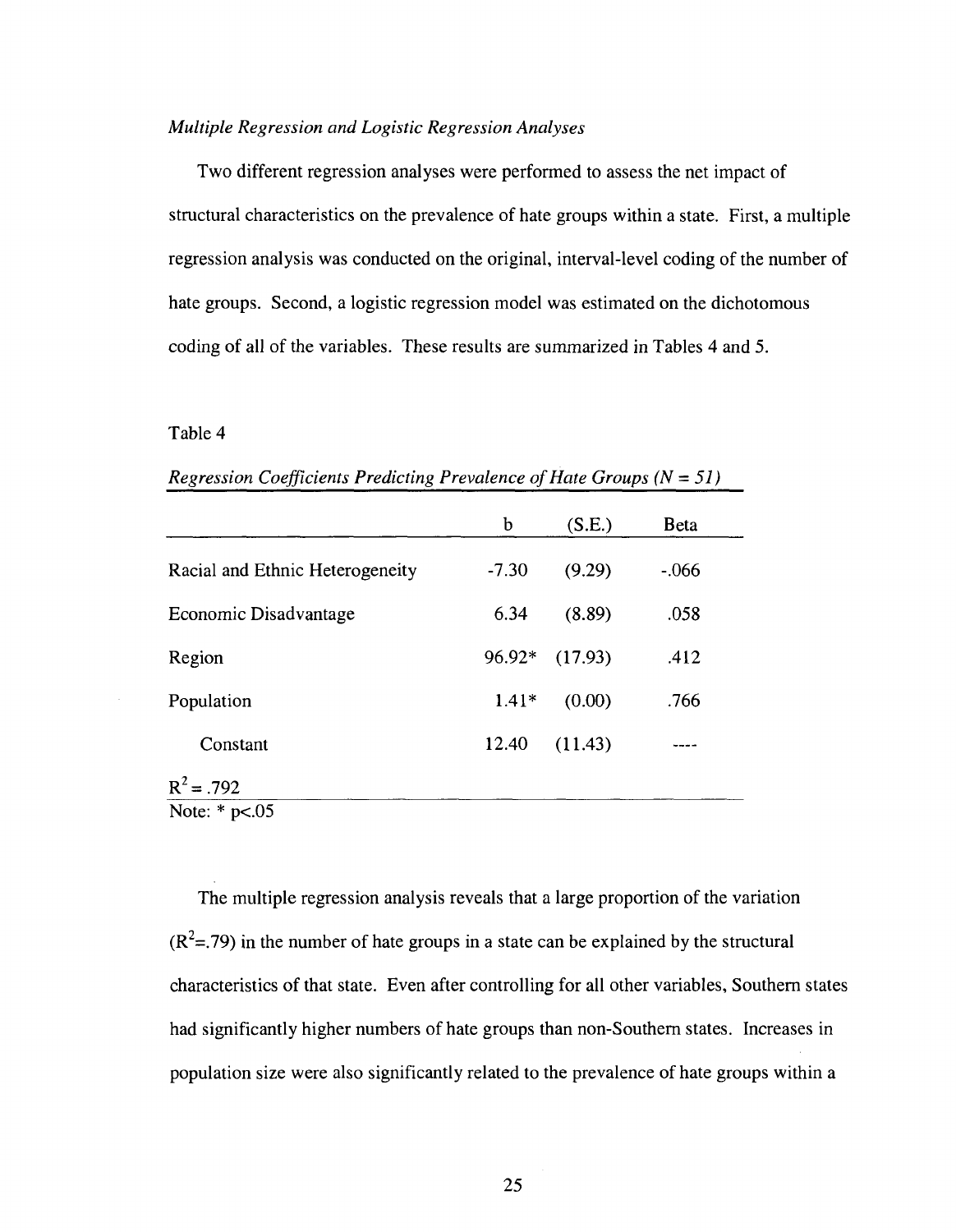*Multiple Regression and Logistic Regression Analyses*

Two different regression analyses were performed to assess the net impact of structural characteristics on the prevalence of hate groups within a state. First, a multiple regression analysis was conducted on the original, interval-level coding of the number of hate groups. Second, a logistic regression model was estimated on the dichotomous coding of all of the variables. These results are summarized in Tables 4 and 5.

Table 4

*Regression Coefficients Predicting Prevalence of Hate Groups (N = 51)*

| | b | (S.E.) | Beta |
|---|---|---|---|
| Racial and Ethnic Heterogeneity | -7.30 | (9.29) | -.066 |
| Economic Disadvantage | 6.34 | (8.89) | .058 |
| Region | 96.92* | (17.93) | .412 |
| Population | 1.41* | (0.00) | .766 |
| Constant | 12.40 | (11.43) | ---- |
| $R^2 = .792$ | | | |

Note: * $p<.05$

The multiple regression analysis reveals that a large proportion of the variation ($R^2$=.79) in the number of hate groups in a state can be explained by the structural characteristics of that state. Even after controlling for all other variables, Southern states had significantly higher numbers of hate groups than non-Southern states. Increases in population size were also significantly related to the prevalence of hate groups within a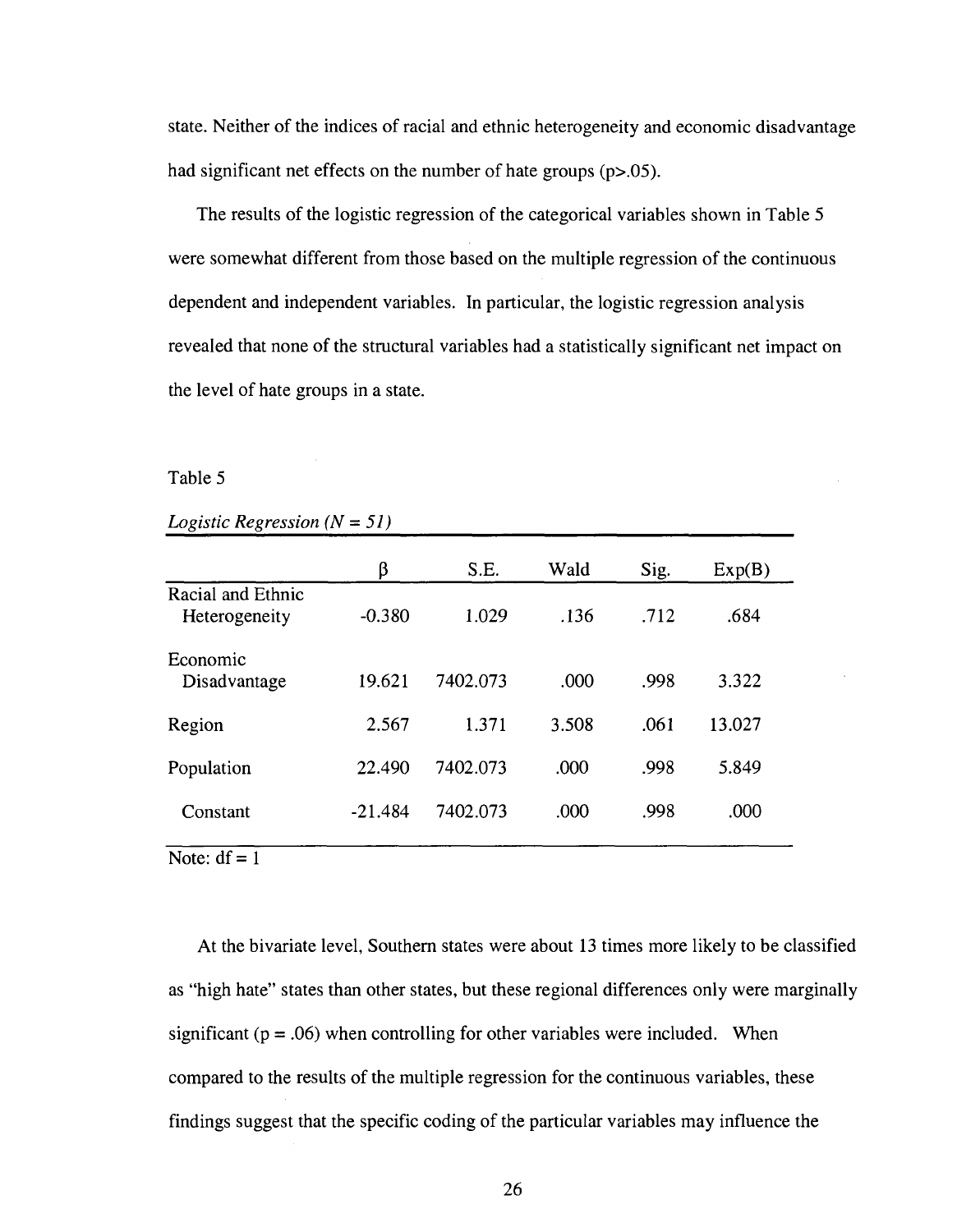state. Neither of the indices of racial and ethnic heterogeneity and economic disadvantage had significant net effects on the number of hate groups ($p > .05$).

The results of the logistic regression of the categorical variables shown in Table 5 were somewhat different from those based on the multiple regression of the continuous dependent and independent variables. In particular, the logistic regression analysis revealed that none of the structural variables had a statistically significant net impact on the level of hate groups in a state.

Table 5

*Logistic Regression (N = 51)*

| | β | S.E. | Wald | Sig. | Exp(B) |
|---|---|---|---|---|---|
| Racial and Ethnic Heterogeneity | -0.380 | 1.029 | .136 | .712 | .684 |
| Economic Disadvantage | 19.621 | 7402.073 | .000 | .998 | 3.322 |
| Region | 2.567 | 1.371 | 3.508 | .061 | 13.027 |
| Population | 22.490 | 7402.073 | .000 | .998 | 5.849 |
| Constant | -21.484 | 7402.073 | .000 | .998 | .000 |

Note: df = 1

At the bivariate level, Southern states were about 13 times more likely to be classified as "high hate" states than other states, but these regional differences only were marginally significant ($p = .06$) when controlling for other variables were included. When compared to the results of the multiple regression for the continuous variables, these findings suggest that the specific coding of the particular variables may influence the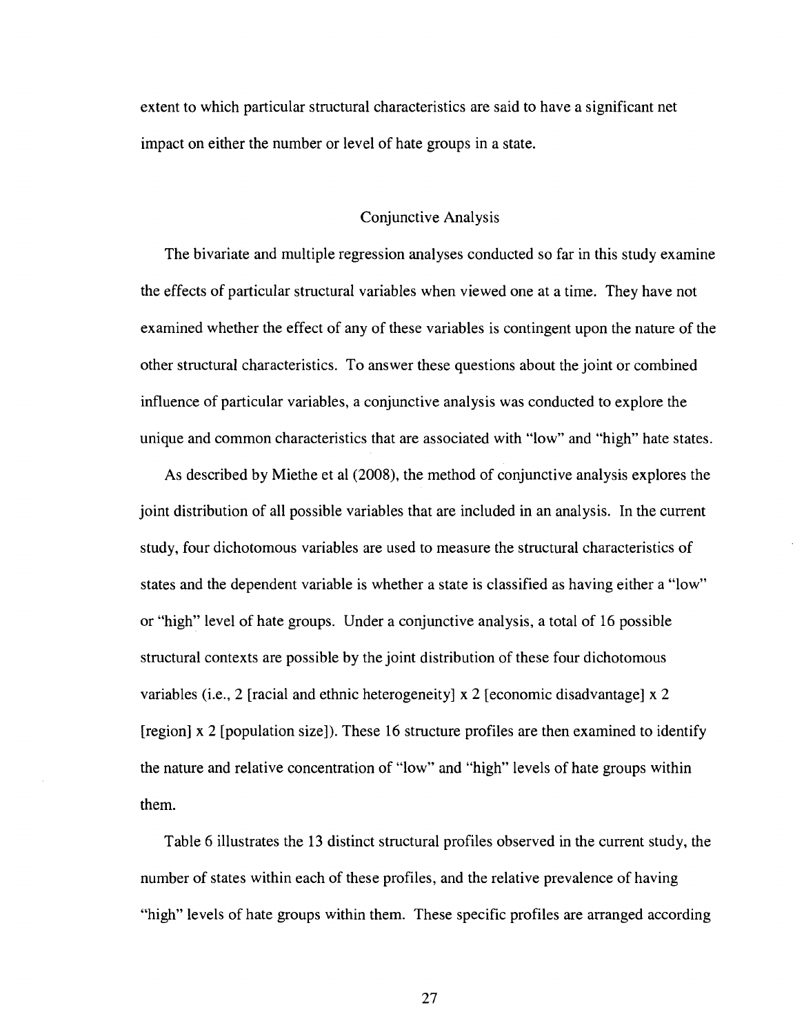extent to which particular structural characteristics are said to have a significant net impact on either the number or level of hate groups in a state.

## Conjunctive Analysis

The bivariate and multiple regression analyses conducted so far in this study examine the effects of particular structural variables when viewed one at a time. They have not examined whether the effect of any of these variables is contingent upon the nature of the other structural characteristics. To answer these questions about the joint or combined influence of particular variables, a conjunctive analysis was conducted to explore the unique and common characteristics that are associated with "low" and "high" hate states.

As described by Miethe et al (2008), the method of conjunctive analysis explores the joint distribution of all possible variables that are included in an analysis. In the current study, four dichotomous variables are used to measure the structural characteristics of states and the dependent variable is whether a state is classified as having either a "low" or "high" level of hate groups. Under a conjunctive analysis, a total of 16 possible structural contexts are possible by the joint distribution of these four dichotomous variables (i.e., 2 [racial and ethnic heterogeneity] x 2 [economic disadvantage] x 2 [region] x 2 [population size]). These 16 structure profiles are then examined to identify the nature and relative concentration of "low" and "high" levels of hate groups within them.

Table 6 illustrates the 13 distinct structural profiles observed in the current study, the number of states within each of these profiles, and the relative prevalence of having "high" levels of hate groups within them. These specific profiles are arranged according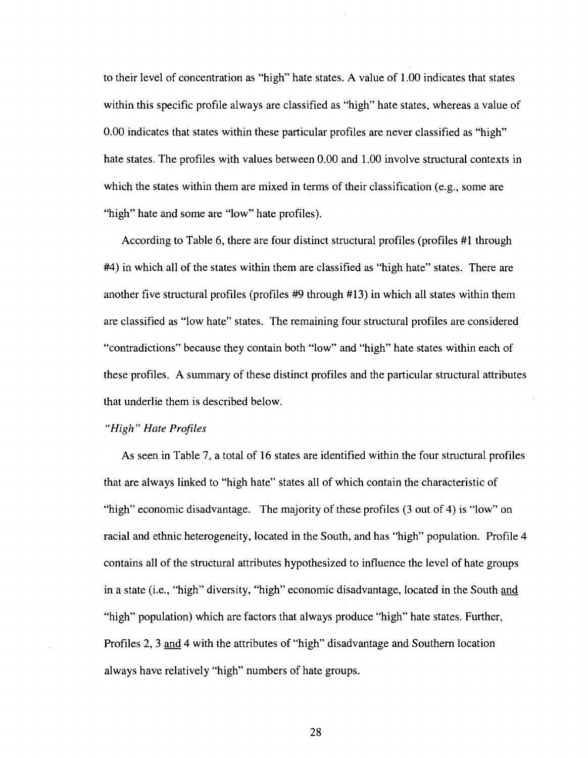to their level of concentration as "high" hate states. A value of 1.00 indicates that states within this specific profile always are classified as "high" hate states, whereas a value of 0.00 indicates that states within these particular profiles are never classified as "high" hate states. The profiles with values between 0.00 and 1.00 involve structural contexts in which the states within them are mixed in terms of their classification (e.g., some are "high" hate and some are "low" hate profiles).

According to Table 6, there are four distinct structural profiles (profiles #1 through #4) in which all of the states within them are classified as "high hate" states. There are another five structural profiles (profiles #9 through #13) in which all states within them are classified as "low hate" states. The remaining four structural profiles are considered "contradictions" because they contain both "low" and "high" hate states within each of these profiles. A summary of these distinct profiles and the particular structural attributes that underlie them is described below.

*"High" Hate Profiles*

As seen in Table 7, a total of 16 states are identified within the four structural profiles that are always linked to "high hate" states all of which contain the characteristic of "high" economic disadvantage. The majority of these profiles (3 out of 4) is "low" on racial and ethnic heterogeneity, located in the South, and has "high" population. Profile 4 contains all of the structural attributes hypothesized to influence the level of hate groups in a state (i.e., "high" diversity, "high" economic disadvantage, located in the South <u>and</u> "high" population) which are factors that always produce "high" hate states. Further, Profiles 2, 3 <u>and</u> 4 with the attributes of "high" disadvantage and Southern location always have relatively "high" numbers of hate groups.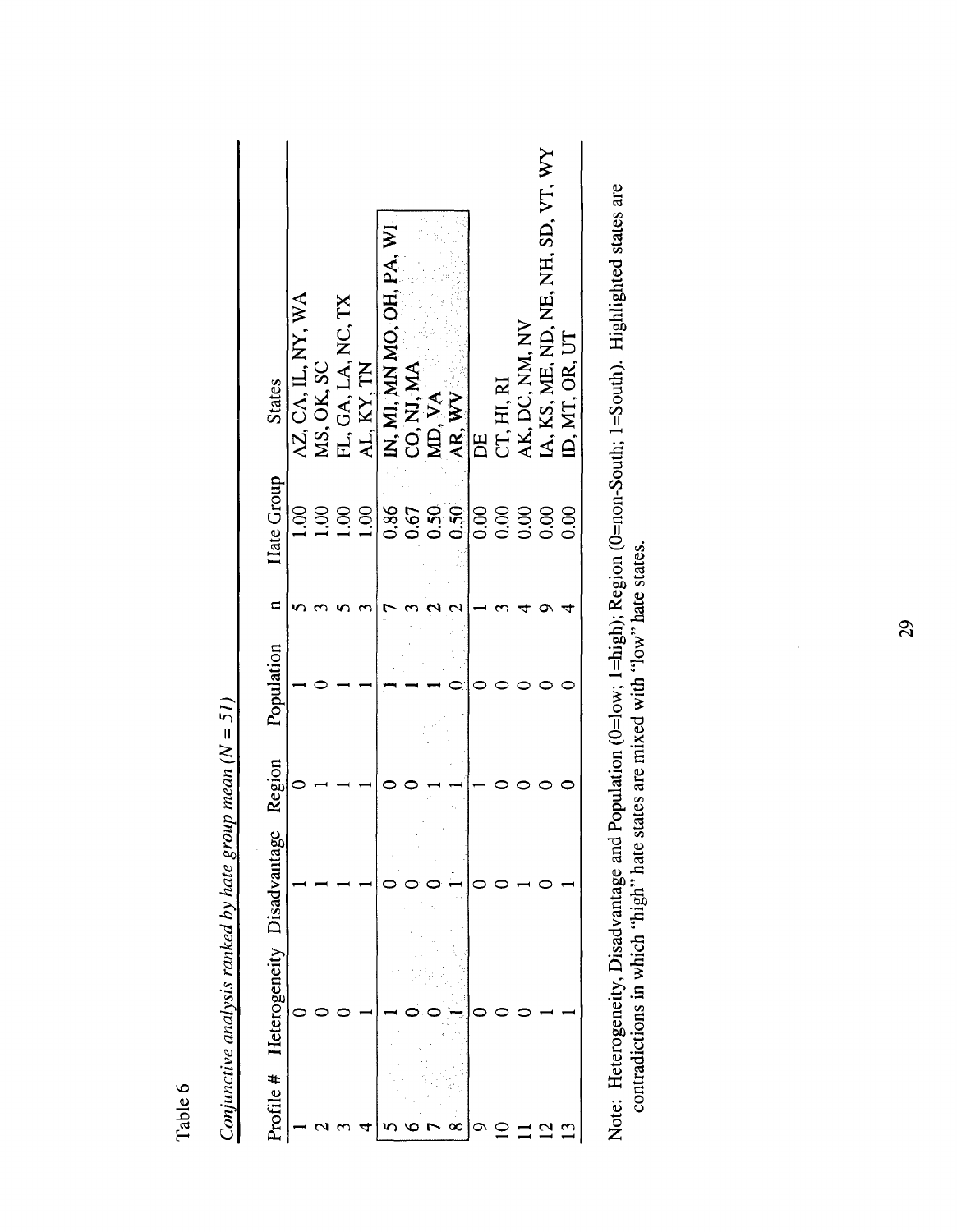Table 6

*Conjunctive analysis ranked by hate group mean (N = 51)*

| Profile # | Heterogeneity | Disadvantage | Region | Population | n | Hate Group | States |
|---|---|---|---|---|---|---|---|
| 1 | 0 | 1 | 0 | 1 | 5 | 1.00 | AZ, CA, IL, NY, WA |
| 2 | 0 | 1 | 1 | 0 | 3 | 1.00 | MS, OK, SC |
| 3 | 0 | 1 | 1 | 1 | 5 | 1.00 | FL, GA, LA, NC, TX |
| 4 | 1 | 1 | 1 | 1 | 3 | 1.00 | AL, KY, TN |
| 5 | 1 | 0 | 0 | 1 | 7 | 0.86 | IN, MI, MN MO, OH, PA, WI |
| 6 | 0 | 0 | 0 | 1 | 3 | 0.67 | CO, NJ, MA |
| 7 | 0 | 0 | 1 | 1 | 2 | 0.50 | MD, VA |
| 8 | 1 | 1 | 1 | 0 | 2 | 0.50 | AR, WV |
| 9 | 0 | 0 | 1 | 0 | 1 | 0.00 | DE |
| 10 | 0 | 0 | 0 | 0 | 3 | 0.00 | CT, HI, RI |
| 11 | 0 | 1 | 0 | 0 | 4 | 0.00 | AK, DC, NM, NV |
| 12 | 1 | 0 | 0 | 0 | 9 | 0.00 | IA, KS, ME, ND, NE, NH, SD, VT, WY |
| 13 | 1 | 1 | 0 | 0 | 4 | 0.00 | ID, MT, OR, UT |

Note: Heterogeneity, Disadvantage and Population (0=low; 1=high); Region (0=non-South; 1=South). Highlighted states are contradictions in which "high" hate states are mixed with "low" hate states.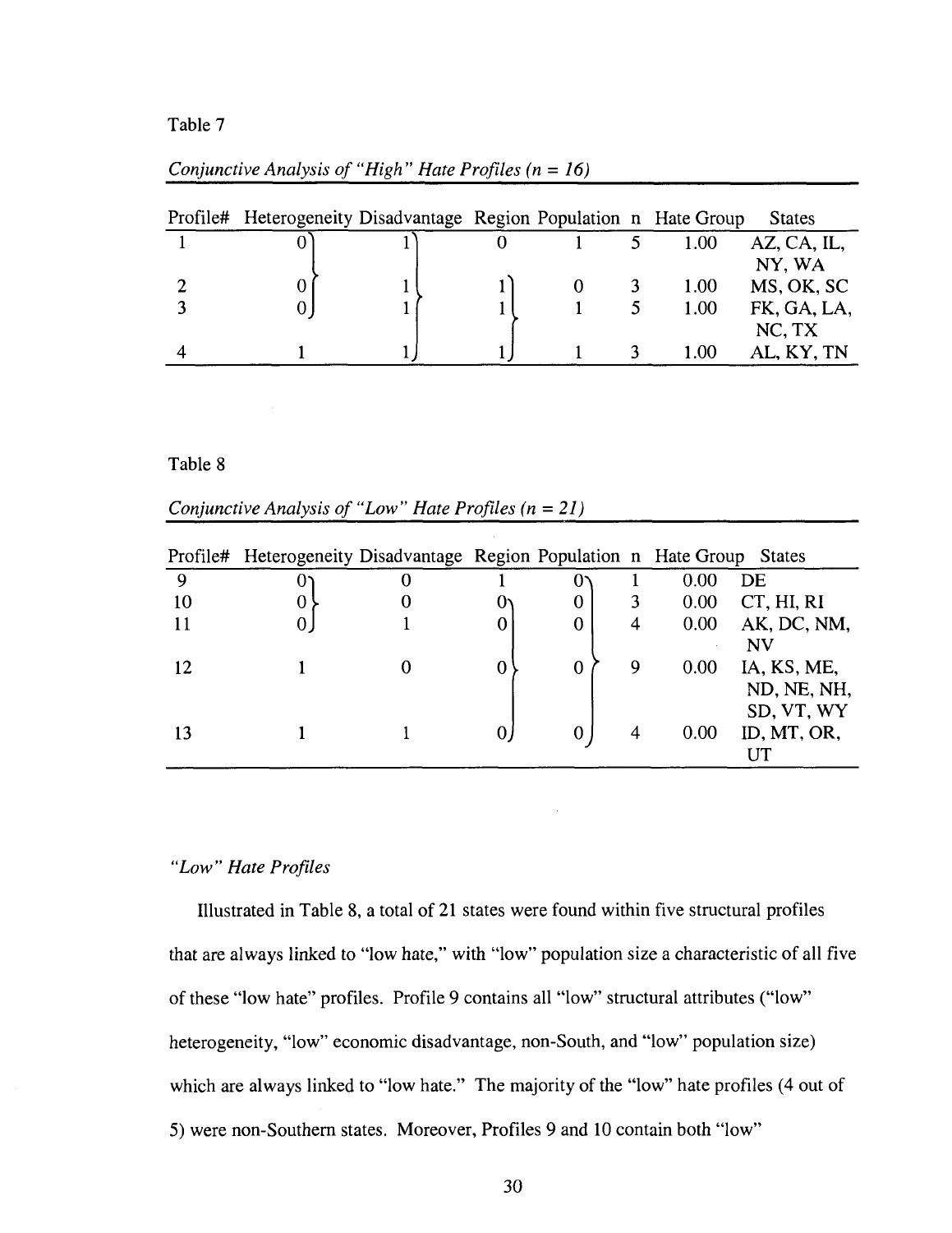Table 7

*Conjunctive Analysis of "High" Hate Profiles (n = 16)*

| Profile# | Heterogeneity | Disadvantage | Region | Population | n | Hate Group | States |
|---|---|---|---|---|---|---|---|
| 1 | 0 | 1 | 0 | 1 | 5 | 1.00 | AZ, CA, IL, NY, WA |
| 2 | 0 | 1 | 1 | 0 | 3 | 1.00 | MS, OK, SC |
| 3 | 0 | 1 | 1 | 1 | 5 | 1.00 | FK, GA, LA, NC, TX |
| 4 | 1 | 1 | 1 | 1 | 3 | 1.00 | AL, KY, TN |

Table 8

*Conjunctive Analysis of "Low" Hate Profiles (n = 21)*

| Profile# | Heterogeneity | Disadvantage | Region | Population | n | Hate Group | States |
|---|---|---|---|---|---|---|---|
| 9 | 0 | 0 | 1 | 0 | 1 | 0.00 | DE |
| 10 | 0 | 0 | 0 | 0 | 3 | 0.00 | CT, HI, RI |
| 11 | 0 | 1 | 0 | 0 | 4 | 0.00 | AK, DC, NM, NV |
| 12 | 1 | 0 | 0 | 0 | 9 | 0.00 | IA, KS, ME, ND, NE, NH, SD, VT, WY |
| 13 | 1 | 1 | 0 | 0 | 4 | 0.00 | ID, MT, OR, UT |

### *"Low" Hate Profiles*

Illustrated in Table 8, a total of 21 states were found within five structural profiles that are always linked to "low hate," with "low" population size a characteristic of all five of these "low hate" profiles. Profile 9 contains all "low" structural attributes ("low" heterogeneity, "low" economic disadvantage, non-South, and "low" population size) which are always linked to "low hate." The majority of the "low" hate profiles (4 out of 5) were non-Southern states. Moreover, Profiles 9 and 10 contain both "low"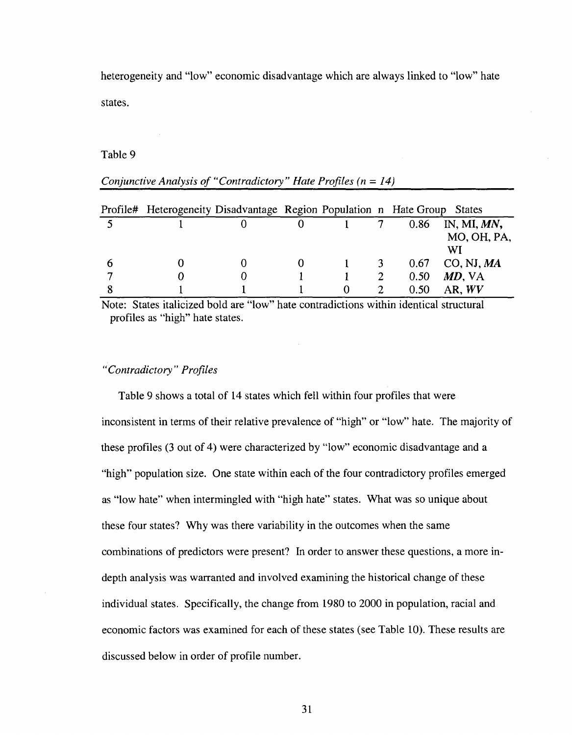heterogeneity and "low" economic disadvantage which are always linked to "low" hate states.

Table 9

*Conjunctive Analysis of "Contradictory" Hate Profiles (n = 14)*

| Profile# | Heterogeneity | Disadvantage | Region | Population | n | Hate Group | States |
|---|---|---|---|---|---|---|---|
| 5 | 1 | 0 | 0 | 1 | 7 | 0.86 | IN, MI, ***MN***, MO, OH, PA, WI |
| 6 | 0 | 0 | 0 | 1 | 3 | 0.67 | CO, NJ, ***MA*** |
| 7 | 0 | 0 | 1 | 1 | 2 | 0.50 | ***MD***, VA |
| 8 | 1 | 1 | 1 | 0 | 2 | 0.50 | AR, ***WV*** |

Note: States italicized bold are "low" hate contradictions within identical structural profiles as "high" hate states.

### *"Contradictory" Profiles*

Table 9 shows a total of 14 states which fell within four profiles that were inconsistent in terms of their relative prevalence of "high" or "low" hate. The majority of these profiles (3 out of 4) were characterized by "low" economic disadvantage and a "high" population size. One state within each of the four contradictory profiles emerged as "low hate" when intermingled with "high hate" states. What was so unique about these four states? Why was there variability in the outcomes when the same combinations of predictors were present? In order to answer these questions, a more in-depth analysis was warranted and involved examining the historical change of these individual states. Specifically, the change from 1980 to 2000 in population, racial and economic factors was examined for each of these states (see Table 10). These results are discussed below in order of profile number.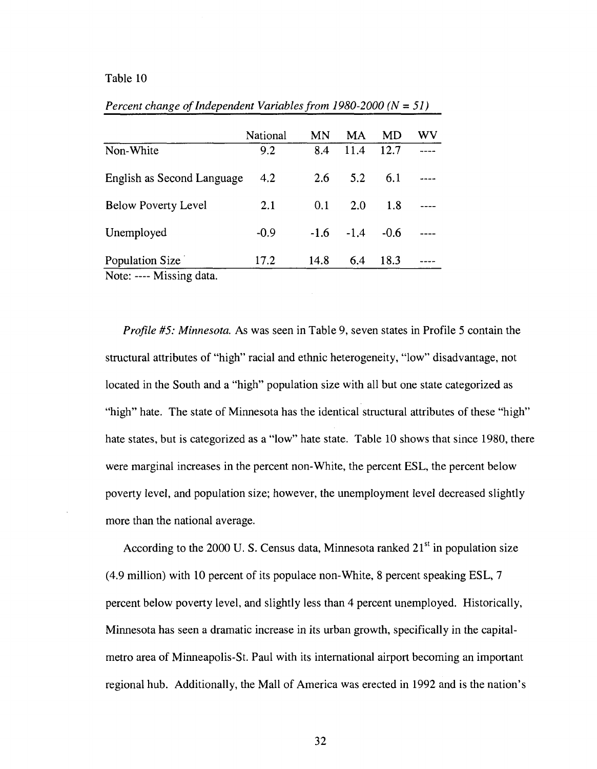Table 10

*Percent change of Independent Variables from 1980-2000 (N = 51)*

| | National | MN | MA | MD | WV |
|---|---|---|---|---|---|
| Non-White | 9.2 | 8.4 | 11.4 | 12.7 | ---- |
| English as Second Language | 4.2 | 2.6 | 5.2 | 6.1 | ---- |
| Below Poverty Level | 2.1 | 0.1 | 2.0 | 1.8 | ---- |
| Unemployed | -0.9 | -1.6 | -1.4 | -0.6 | ---- |
| Population Size | 17.2 | 14.8 | 6.4 | 18.3 | ---- |

Note: ---- Missing data.

*Profile #5: Minnesota.* As was seen in Table 9, seven states in Profile 5 contain the structural attributes of "high" racial and ethnic heterogeneity, "low" disadvantage, not located in the South and a "high" population size with all but one state categorized as "high" hate. The state of Minnesota has the identical structural attributes of these "high" hate states, but is categorized as a "low" hate state. Table 10 shows that since 1980, there were marginal increases in the percent non-White, the percent ESL, the percent below poverty level, and population size; however, the unemployment level decreased slightly more than the national average.

According to the 2000 U. S. Census data, Minnesota ranked 21st in population size (4.9 million) with 10 percent of its populace non-White, 8 percent speaking ESL, 7 percent below poverty level, and slightly less than 4 percent unemployed. Historically, Minnesota has seen a dramatic increase in its urban growth, specifically in the capital-metro area of Minneapolis-St. Paul with its international airport becoming an important regional hub. Additionally, the Mall of America was erected in 1992 and is the nation's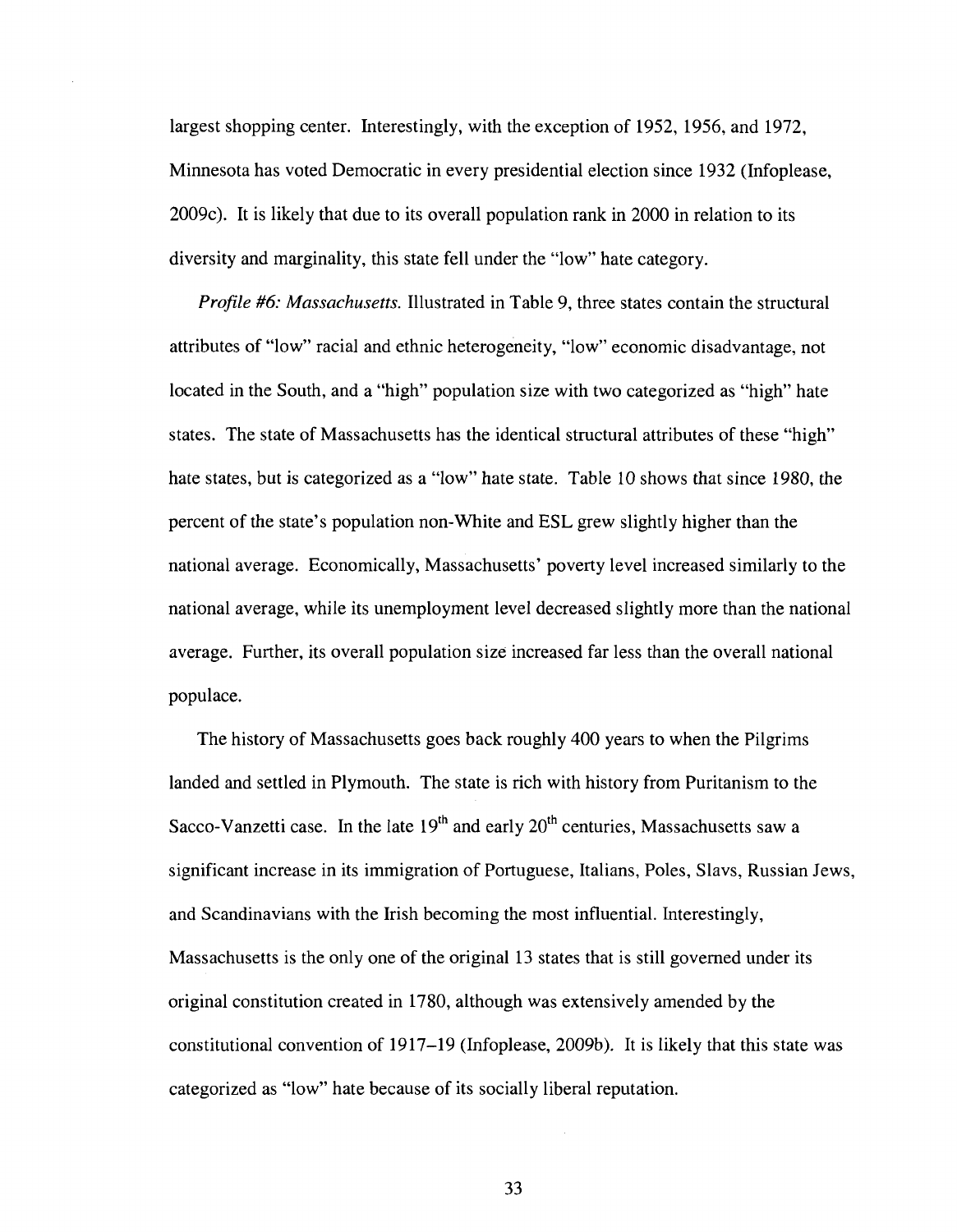largest shopping center. Interestingly, with the exception of 1952, 1956, and 1972, Minnesota has voted Democratic in every presidential election since 1932 (Infoplease, 2009c). It is likely that due to its overall population rank in 2000 in relation to its diversity and marginality, this state fell under the "low" hate category.

*Profile #6: Massachusetts.* Illustrated in Table 9, three states contain the structural attributes of "low" racial and ethnic heterogeneity, "low" economic disadvantage, not located in the South, and a "high" population size with two categorized as "high" hate states. The state of Massachusetts has the identical structural attributes of these "high" hate states, but is categorized as a "low" hate state. Table 10 shows that since 1980, the percent of the state's population non-White and ESL grew slightly higher than the national average. Economically, Massachusetts' poverty level increased similarly to the national average, while its unemployment level decreased slightly more than the national average. Further, its overall population size increased far less than the overall national populace.

The history of Massachusetts goes back roughly 400 years to when the Pilgrims landed and settled in Plymouth. The state is rich with history from Puritanism to the Sacco-Vanzetti case. In the late 19th and early 20th centuries, Massachusetts saw a significant increase in its immigration of Portuguese, Italians, Poles, Slavs, Russian Jews, and Scandinavians with the Irish becoming the most influential. Interestingly, Massachusetts is the only one of the original 13 states that is still governed under its original constitution created in 1780, although was extensively amended by the constitutional convention of 1917–19 (Infoplease, 2009b). It is likely that this state was categorized as "low" hate because of its socially liberal reputation.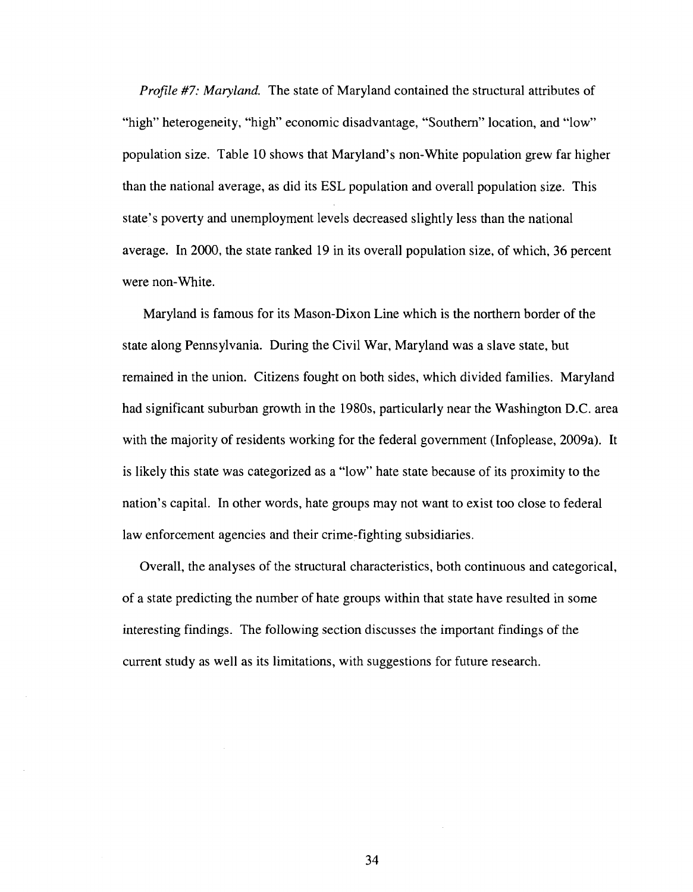*Profile #7: Maryland.* The state of Maryland contained the structural attributes of "high" heterogeneity, "high" economic disadvantage, "Southern" location, and "low" population size. Table 10 shows that Maryland's non-White population grew far higher than the national average, as did its ESL population and overall population size. This state's poverty and unemployment levels decreased slightly less than the national average. In 2000, the state ranked 19 in its overall population size, of which, 36 percent were non-White.

Maryland is famous for its Mason-Dixon Line which is the northern border of the state along Pennsylvania. During the Civil War, Maryland was a slave state, but remained in the union. Citizens fought on both sides, which divided families. Maryland had significant suburban growth in the 1980s, particularly near the Washington D.C. area with the majority of residents working for the federal government (Infoplease, 2009a). It is likely this state was categorized as a "low" hate state because of its proximity to the nation's capital. In other words, hate groups may not want to exist too close to federal law enforcement agencies and their crime-fighting subsidiaries.

Overall, the analyses of the structural characteristics, both continuous and categorical, of a state predicting the number of hate groups within that state have resulted in some interesting findings. The following section discusses the important findings of the current study as well as its limitations, with suggestions for future research.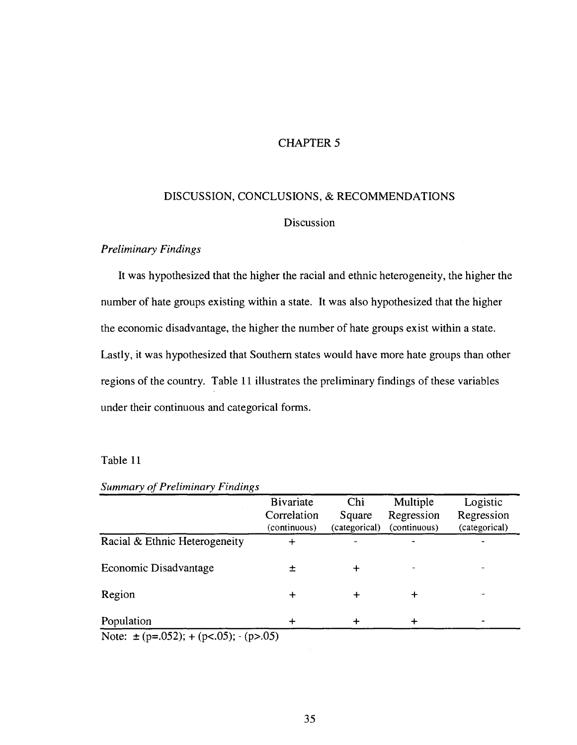# CHAPTER 5

## DISCUSSION, CONCLUSIONS, & RECOMMENDATIONS

### Discussion

*Preliminary Findings*

It was hypothesized that the higher the racial and ethnic heterogeneity, the higher the number of hate groups existing within a state. It was also hypothesized that the higher the economic disadvantage, the higher the number of hate groups exist within a state. Lastly, it was hypothesized that Southern states would have more hate groups than other regions of the country. Table 11 illustrates the preliminary findings of these variables under their continuous and categorical forms.

Table 11

*Summary of Preliminary Findings*

| | Bivariate Correlation (continuous) | Chi Square (categorical) | Multiple Regression (continuous) | Logistic Regression (categorical) |
|---|---|---|---|---|
| Racial & Ethnic Heterogeneity | + | - | - | - |
| Economic Disadvantage | ± | + | - | - |
| Region | + | + | + | - |
| Population | + | + | + | - |

Note: ± ($p=.052$); + ($p<.05$); - ($p>.05$)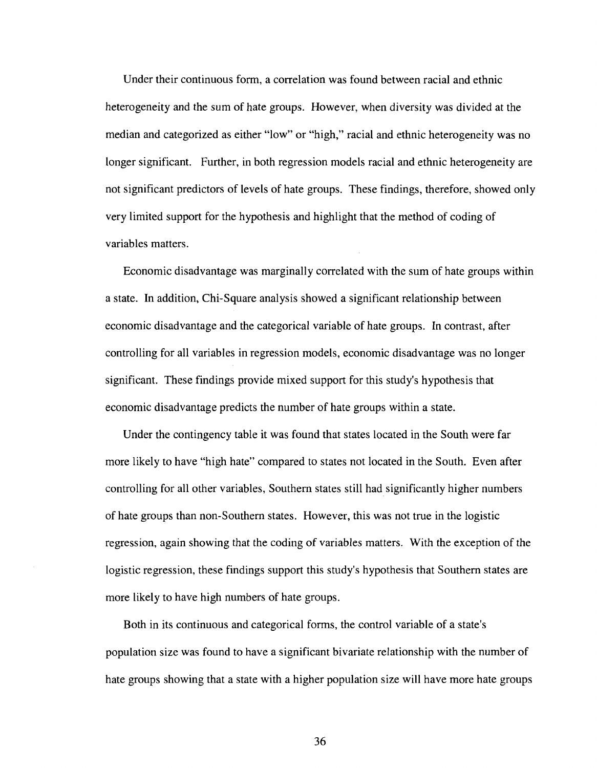Under their continuous form, a correlation was found between racial and ethnic heterogeneity and the sum of hate groups. However, when diversity was divided at the median and categorized as either "low" or "high," racial and ethnic heterogeneity was no longer significant. Further, in both regression models racial and ethnic heterogeneity are not significant predictors of levels of hate groups. These findings, therefore, showed only very limited support for the hypothesis and highlight that the method of coding of variables matters.

Economic disadvantage was marginally correlated with the sum of hate groups within a state. In addition, Chi-Square analysis showed a significant relationship between economic disadvantage and the categorical variable of hate groups. In contrast, after controlling for all variables in regression models, economic disadvantage was no longer significant. These findings provide mixed support for this study's hypothesis that economic disadvantage predicts the number of hate groups within a state.

Under the contingency table it was found that states located in the South were far more likely to have "high hate" compared to states not located in the South. Even after controlling for all other variables, Southern states still had significantly higher numbers of hate groups than non-Southern states. However, this was not true in the logistic regression, again showing that the coding of variables matters. With the exception of the logistic regression, these findings support this study's hypothesis that Southern states are more likely to have high numbers of hate groups.

Both in its continuous and categorical forms, the control variable of a state's population size was found to have a significant bivariate relationship with the number of hate groups showing that a state with a higher population size will have more hate groups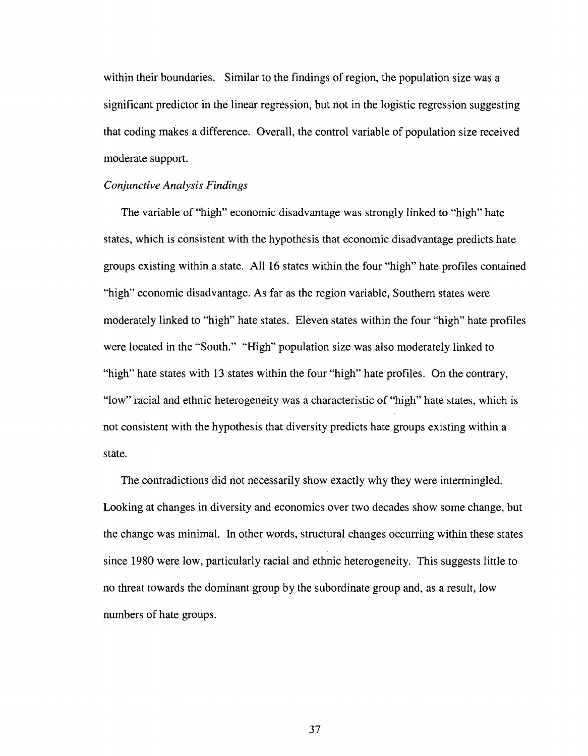within their boundaries. Similar to the findings of region, the population size was a significant predictor in the linear regression, but not in the logistic regression suggesting that coding makes a difference. Overall, the control variable of population size received moderate support.

*Conjunctive Analysis Findings*

The variable of "high" economic disadvantage was strongly linked to "high" hate states, which is consistent with the hypothesis that economic disadvantage predicts hate groups existing within a state. All 16 states within the four "high" hate profiles contained "high" economic disadvantage. As far as the region variable, Southern states were moderately linked to "high" hate states. Eleven states within the four "high" hate profiles were located in the "South." "High" population size was also moderately linked to "high" hate states with 13 states within the four "high" hate profiles. On the contrary, "low" racial and ethnic heterogeneity was a characteristic of "high" hate states, which is not consistent with the hypothesis that diversity predicts hate groups existing within a state.

The contradictions did not necessarily show exactly why they were intermingled. Looking at changes in diversity and economics over two decades show some change, but the change was minimal. In other words, structural changes occurring within these states since 1980 were low, particularly racial and ethnic heterogeneity. This suggests little to no threat towards the dominant group by the subordinate group and, as a result, low numbers of hate groups.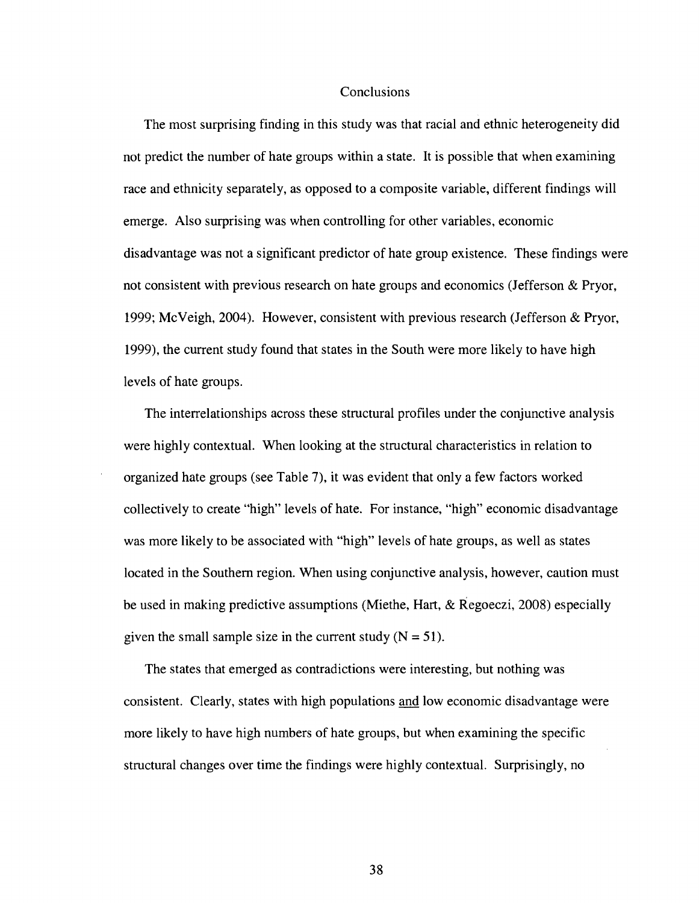## Conclusions

The most surprising finding in this study was that racial and ethnic heterogeneity did not predict the number of hate groups within a state. It is possible that when examining race and ethnicity separately, as opposed to a composite variable, different findings will emerge. Also surprising was when controlling for other variables, economic disadvantage was not a significant predictor of hate group existence. These findings were not consistent with previous research on hate groups and economics (Jefferson & Pryor, 1999; McVeigh, 2004). However, consistent with previous research (Jefferson & Pryor, 1999), the current study found that states in the South were more likely to have high levels of hate groups.

The interrelationships across these structural profiles under the conjunctive analysis were highly contextual. When looking at the structural characteristics in relation to organized hate groups (see Table 7), it was evident that only a few factors worked collectively to create "high" levels of hate. For instance, "high" economic disadvantage was more likely to be associated with "high" levels of hate groups, as well as states located in the Southern region. When using conjunctive analysis, however, caution must be used in making predictive assumptions (Miethe, Hart, & Regoeczi, 2008) especially given the small sample size in the current study (N = 51).

The states that emerged as contradictions were interesting, but nothing was consistent. Clearly, states with high populations <u>and</u> low economic disadvantage were more likely to have high numbers of hate groups, but when examining the specific structural changes over time the findings were highly contextual. Surprisingly, no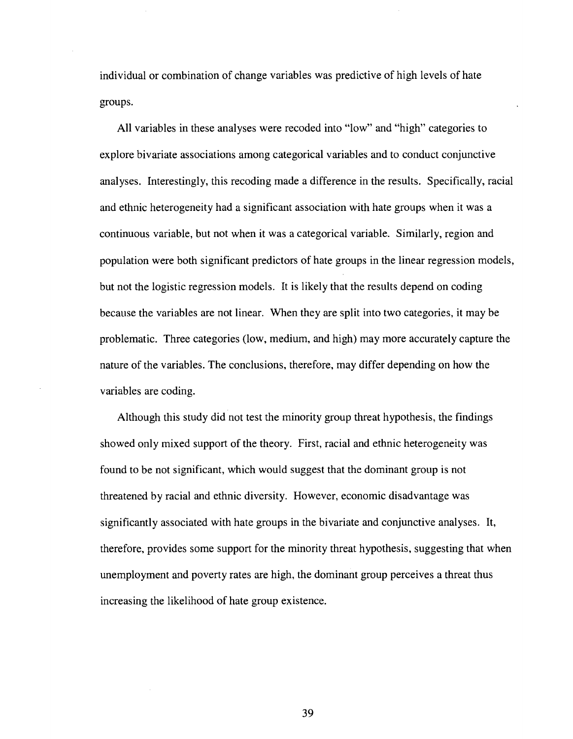individual or combination of change variables was predictive of high levels of hate groups.

All variables in these analyses were recoded into "low" and "high" categories to explore bivariate associations among categorical variables and to conduct conjunctive analyses. Interestingly, this recoding made a difference in the results. Specifically, racial and ethnic heterogeneity had a significant association with hate groups when it was a continuous variable, but not when it was a categorical variable. Similarly, region and population were both significant predictors of hate groups in the linear regression models, but not the logistic regression models. It is likely that the results depend on coding because the variables are not linear. When they are split into two categories, it may be problematic. Three categories (low, medium, and high) may more accurately capture the nature of the variables. The conclusions, therefore, may differ depending on how the variables are coding.

Although this study did not test the minority group threat hypothesis, the findings showed only mixed support of the theory. First, racial and ethnic heterogeneity was found to be not significant, which would suggest that the dominant group is not threatened by racial and ethnic diversity. However, economic disadvantage was significantly associated with hate groups in the bivariate and conjunctive analyses. It, therefore, provides some support for the minority threat hypothesis, suggesting that when unemployment and poverty rates are high, the dominant group perceives a threat thus increasing the likelihood of hate group existence.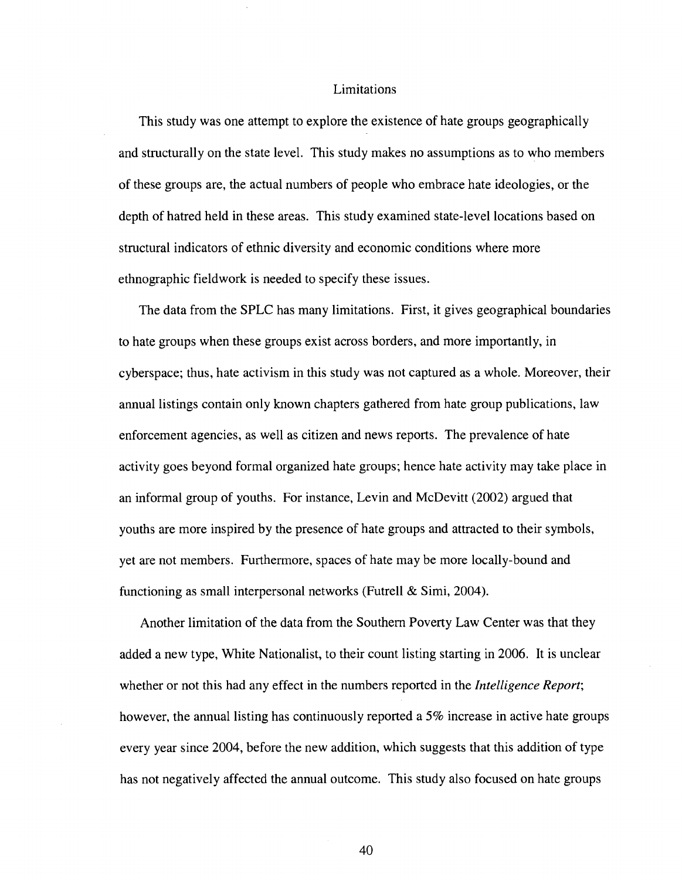## Limitations

This study was one attempt to explore the existence of hate groups geographically and structurally on the state level. This study makes no assumptions as to who members of these groups are, the actual numbers of people who embrace hate ideologies, or the depth of hatred held in these areas. This study examined state-level locations based on structural indicators of ethnic diversity and economic conditions where more ethnographic fieldwork is needed to specify these issues.

The data from the SPLC has many limitations. First, it gives geographical boundaries to hate groups when these groups exist across borders, and more importantly, in cyberspace; thus, hate activism in this study was not captured as a whole. Moreover, their annual listings contain only known chapters gathered from hate group publications, law enforcement agencies, as well as citizen and news reports. The prevalence of hate activity goes beyond formal organized hate groups; hence hate activity may take place in an informal group of youths. For instance, Levin and McDevitt (2002) argued that youths are more inspired by the presence of hate groups and attracted to their symbols, yet are not members. Furthermore, spaces of hate may be more locally-bound and functioning as small interpersonal networks (Futrell & Simi, 2004).

Another limitation of the data from the Southern Poverty Law Center was that they added a new type, White Nationalist, to their count listing starting in 2006. It is unclear whether or not this had any effect in the numbers reported in the *Intelligence Report*; however, the annual listing has continuously reported a 5% increase in active hate groups every year since 2004, before the new addition, which suggests that this addition of type has not negatively affected the annual outcome. This study also focused on hate groups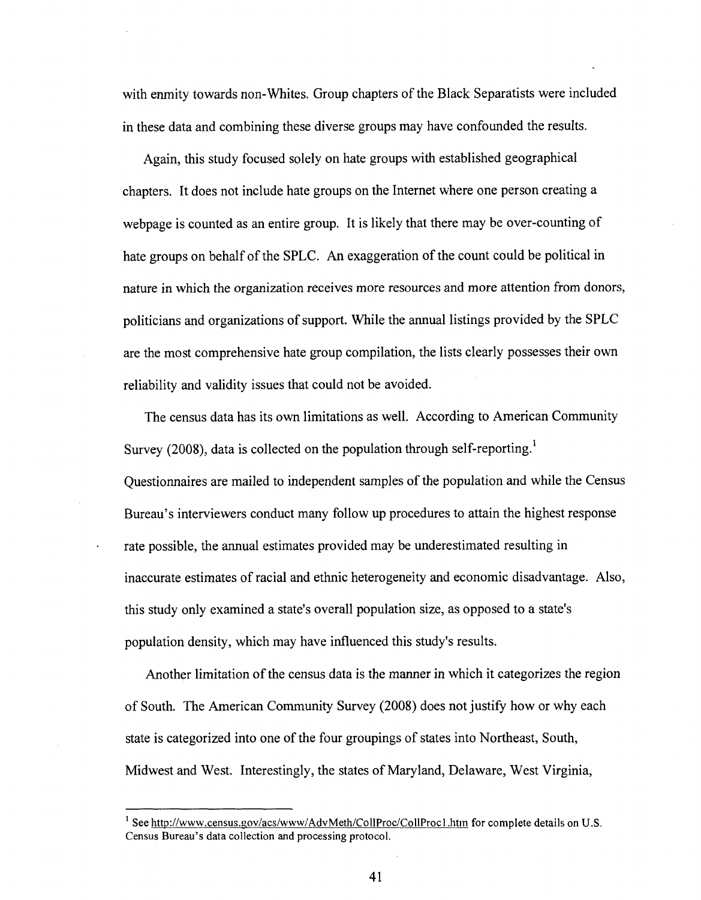with enmity towards non-Whites. Group chapters of the Black Separatists were included in these data and combining these diverse groups may have confounded the results.

Again, this study focused solely on hate groups with established geographical chapters. It does not include hate groups on the Internet where one person creating a webpage is counted as an entire group. It is likely that there may be over-counting of hate groups on behalf of the SPLC. An exaggeration of the count could be political in nature in which the organization receives more resources and more attention from donors, politicians and organizations of support. While the annual listings provided by the SPLC are the most comprehensive hate group compilation, the lists clearly possesses their own reliability and validity issues that could not be avoided.

The census data has its own limitations as well. According to American Community Survey (2008), data is collected on the population through self-reporting.[1] Questionnaires are mailed to independent samples of the population and while the Census Bureau's interviewers conduct many follow up procedures to attain the highest response rate possible, the annual estimates provided may be underestimated resulting in inaccurate estimates of racial and ethnic heterogeneity and economic disadvantage. Also, this study only examined a state's overall population size, as opposed to a state's population density, which may have influenced this study's results.

Another limitation of the census data is the manner in which it categorizes the region of South. The American Community Survey (2008) does not justify how or why each state is categorized into one of the four groupings of states into Northeast, South, Midwest and West. Interestingly, the states of Maryland, Delaware, West Virginia,

---

[1] See http://www.census.gov/acs/www/AdvMeth/CollProc/CollProc1.htm for complete details on U.S. Census Bureau's data collection and processing protocol.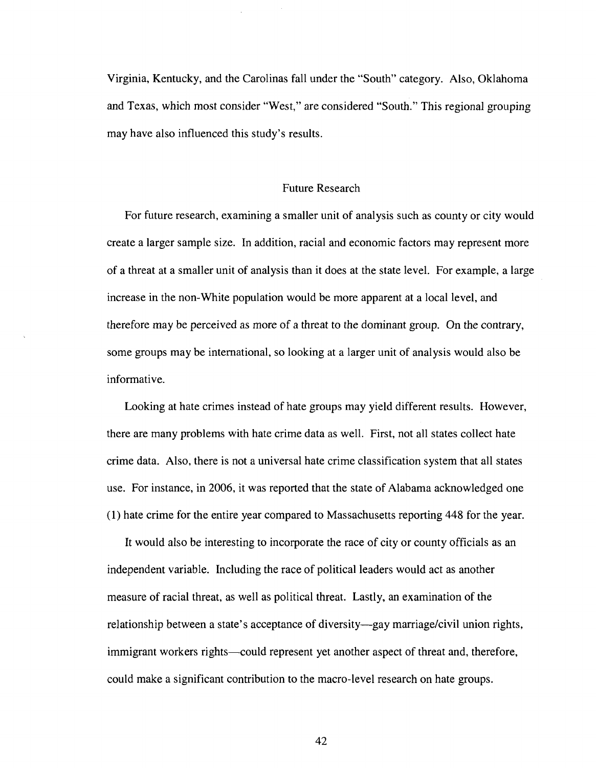Virginia, Kentucky, and the Carolinas fall under the "South" category. Also, Oklahoma and Texas, which most consider "West," are considered "South." This regional grouping may have also influenced this study's results.

## Future Research

For future research, examining a smaller unit of analysis such as county or city would create a larger sample size. In addition, racial and economic factors may represent more of a threat at a smaller unit of analysis than it does at the state level. For example, a large increase in the non-White population would be more apparent at a local level, and therefore may be perceived as more of a threat to the dominant group. On the contrary, some groups may be international, so looking at a larger unit of analysis would also be informative.

Looking at hate crimes instead of hate groups may yield different results. However, there are many problems with hate crime data as well. First, not all states collect hate crime data. Also, there is not a universal hate crime classification system that all states use. For instance, in 2006, it was reported that the state of Alabama acknowledged one (1) hate crime for the entire year compared to Massachusetts reporting 448 for the year.

It would also be interesting to incorporate the race of city or county officials as an independent variable. Including the race of political leaders would act as another measure of racial threat, as well as political threat. Lastly, an examination of the relationship between a state's acceptance of diversity—gay marriage/civil union rights, immigrant workers rights—could represent yet another aspect of threat and, therefore, could make a significant contribution to the macro-level research on hate groups.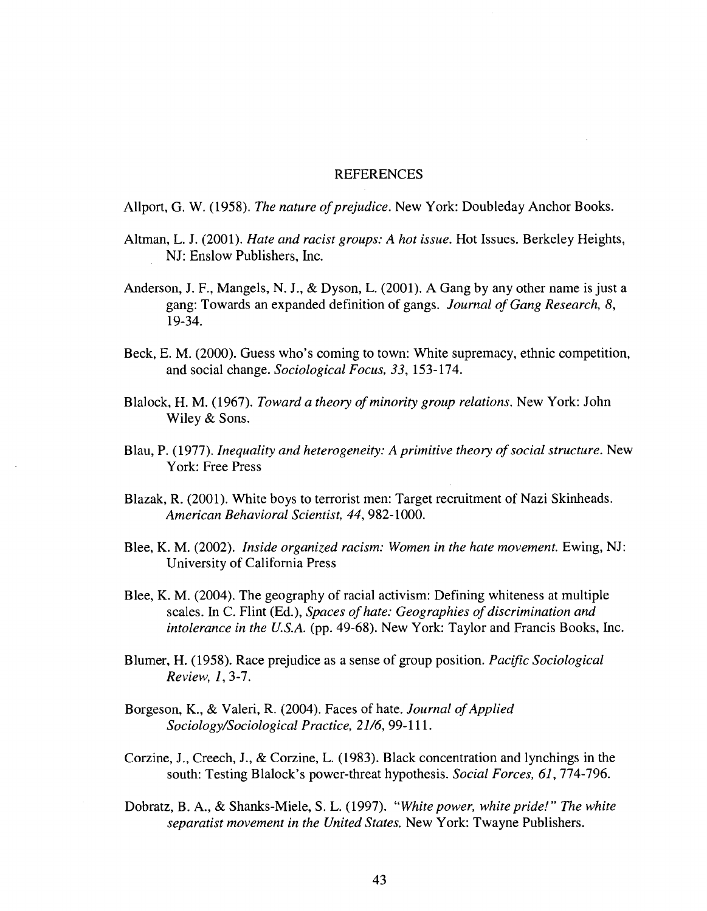## REFERENCES

Allport, G. W. (1958). *The nature of prejudice*. New York: Doubleday Anchor Books.

Altman, L. J. (2001). *Hate and racist groups: A hot issue*. Hot Issues. Berkeley Heights, NJ: Enslow Publishers, Inc.

Anderson, J. F., Mangels, N. J., & Dyson, L. (2001). A Gang by any other name is just a gang: Towards an expanded definition of gangs. *Journal of Gang Research, 8*, 19-34.

Beck, E. M. (2000). Guess who's coming to town: White supremacy, ethnic competition, and social change. *Sociological Focus, 33*, 153-174.

Blalock, H. M. (1967). *Toward a theory of minority group relations*. New York: John Wiley & Sons.

Blau, P. (1977). *Inequality and heterogeneity: A primitive theory of social structure*. New York: Free Press

Blazak, R. (2001). White boys to terrorist men: Target recruitment of Nazi Skinheads. *American Behavioral Scientist, 44*, 982-1000.

Blee, K. M. (2002). *Inside organized racism: Women in the hate movement.* Ewing, NJ: University of California Press

Blee, K. M. (2004). The geography of racial activism: Defining whiteness at multiple scales. In C. Flint (Ed.), *Spaces of hate: Geographies of discrimination and intolerance in the U.S.A.* (pp. 49-68). New York: Taylor and Francis Books, Inc.

Blumer, H. (1958). Race prejudice as a sense of group position. *Pacific Sociological Review, 1*, 3-7.

Borgeson, K., & Valeri, R. (2004). Faces of hate. *Journal of Applied Sociology/Sociological Practice, 21/6*, 99-111.

Corzine, J., Creech, J., & Corzine, L. (1983). Black concentration and lynchings in the south: Testing Blalock's power-threat hypothesis. *Social Forces, 61*, 774-796.

Dobratz, B. A., & Shanks-Miele, S. L. (1997). *"White power, white pride!" The white separatist movement in the United States.* New York: Twayne Publishers.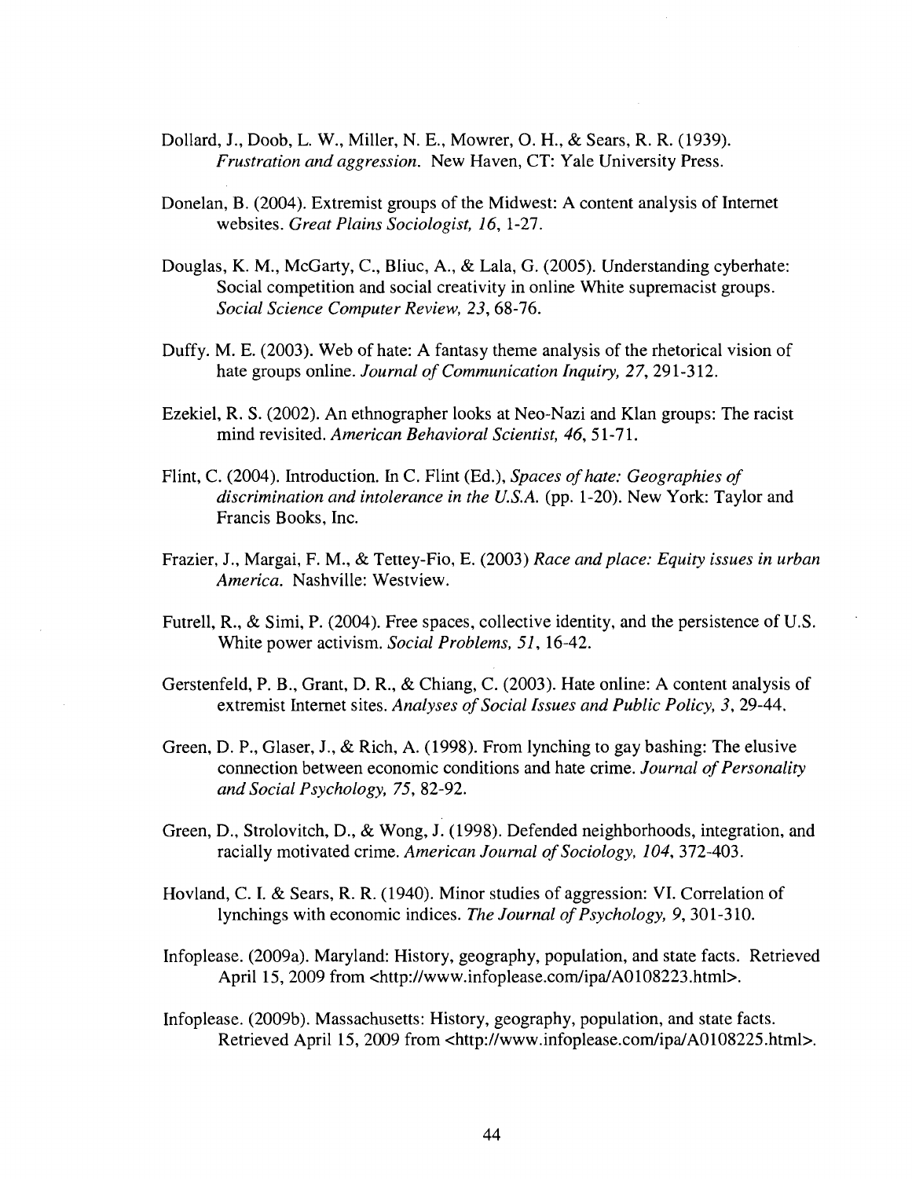Dollard, J., Doob, L. W., Miller, N. E., Mowrer, O. H., & Sears, R. R. (1939). *Frustration and aggression*. New Haven, CT: Yale University Press.

Donelan, B. (2004). Extremist groups of the Midwest: A content analysis of Internet websites. *Great Plains Sociologist, 16*, 1-27.

Douglas, K. M., McGarty, C., Bliuc, A., & Lala, G. (2005). Understanding cyberhate: Social competition and social creativity in online White supremacist groups. *Social Science Computer Review, 23*, 68-76.

Duffy. M. E. (2003). Web of hate: A fantasy theme analysis of the rhetorical vision of hate groups online. *Journal of Communication Inquiry, 27*, 291-312.

Ezekiel, R. S. (2002). An ethnographer looks at Neo-Nazi and Klan groups: The racist mind revisited. *American Behavioral Scientist, 46*, 51-71.

Flint, C. (2004). Introduction. In C. Flint (Ed.), *Spaces of hate: Geographies of discrimination and intolerance in the U.S.A.* (pp. 1-20). New York: Taylor and Francis Books, Inc.

Frazier, J., Margai, F. M., & Tettey-Fio, E. (2003) *Race and place: Equity issues in urban America*. Nashville: Westview.

Futrell, R., & Simi, P. (2004). Free spaces, collective identity, and the persistence of U.S. White power activism. *Social Problems, 51*, 16-42.

Gerstenfeld, P. B., Grant, D. R., & Chiang, C. (2003). Hate online: A content analysis of extremist Internet sites. *Analyses of Social Issues and Public Policy, 3*, 29-44.

Green, D. P., Glaser, J., & Rich, A. (1998). From lynching to gay bashing: The elusive connection between economic conditions and hate crime. *Journal of Personality and Social Psychology, 75*, 82-92.

Green, D., Strolovitch, D., & Wong, J. (1998). Defended neighborhoods, integration, and racially motivated crime. *American Journal of Sociology, 104*, 372-403.

Hovland, C. I. & Sears, R. R. (1940). Minor studies of aggression: VI. Correlation of lynchings with economic indices. *The Journal of Psychology, 9*, 301-310.

Infoplease. (2009a). Maryland: History, geography, population, and state facts. Retrieved April 15, 2009 from <http://www.infoplease.com/ipa/A0108223.html>.

Infoplease. (2009b). Massachusetts: History, geography, population, and state facts. Retrieved April 15, 2009 from <http://www.infoplease.com/ipa/A0108225.html>.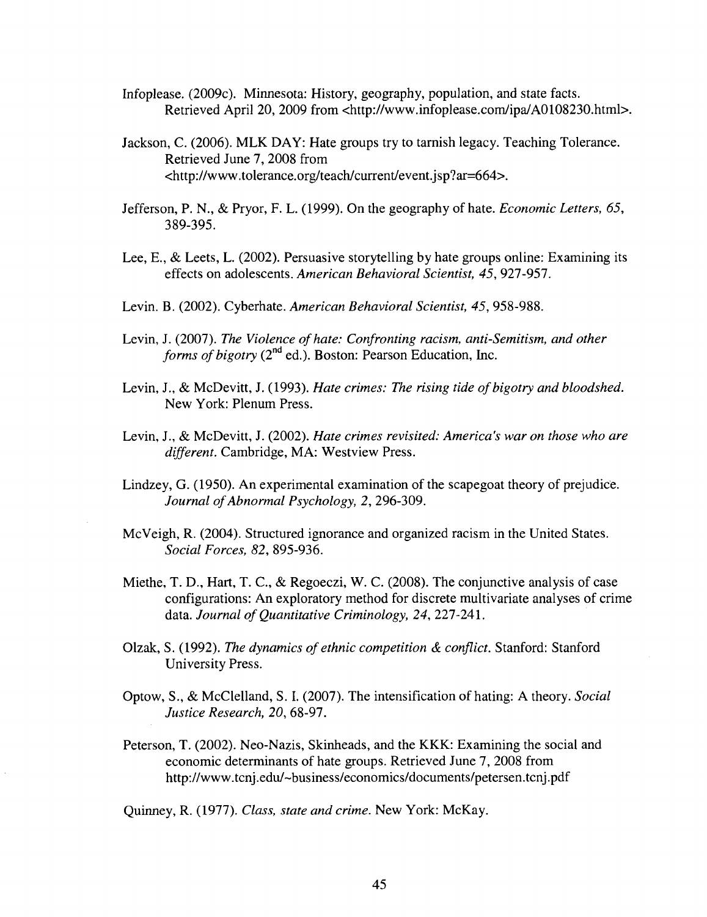Infoplease. (2009c). Minnesota: History, geography, population, and state facts. Retrieved April 20, 2009 from <http://www.infoplease.com/ipa/A0108230.html>.

Jackson, C. (2006). MLK DAY: Hate groups try to tarnish legacy. Teaching Tolerance. Retrieved June 7, 2008 from <http://www.tolerance.org/teach/current/event.jsp?ar=664>.

Jefferson, P. N., & Pryor, F. L. (1999). On the geography of hate. *Economic Letters, 65*, 389-395.

Lee, E., & Leets, L. (2002). Persuasive storytelling by hate groups online: Examining its effects on adolescents. *American Behavioral Scientist, 45*, 927-957.

Levin. B. (2002). Cyberhate. *American Behavioral Scientist, 45*, 958-988.

Levin, J. (2007). *The Violence of hate: Confronting racism, anti-Semitism, and other forms of bigotry* (2nd ed.). Boston: Pearson Education, Inc.

Levin, J., & McDevitt, J. (1993). *Hate crimes: The rising tide of bigotry and bloodshed.* New York: Plenum Press.

Levin, J., & McDevitt, J. (2002). *Hate crimes revisited: America's war on those who are different.* Cambridge, MA: Westview Press.

Lindzey, G. (1950). An experimental examination of the scapegoat theory of prejudice. *Journal of Abnormal Psychology, 2*, 296-309.

McVeigh, R. (2004). Structured ignorance and organized racism in the United States. *Social Forces, 82*, 895-936.

Miethe, T. D., Hart, T. C., & Regoeczi, W. C. (2008). The conjunctive analysis of case configurations: An exploratory method for discrete multivariate analyses of crime data. *Journal of Quantitative Criminology, 24*, 227-241.

Olzak, S. (1992). *The dynamics of ethnic competition & conflict.* Stanford: Stanford University Press.

Optow, S., & McClelland, S. I. (2007). The intensification of hating: A theory. *Social Justice Research, 20*, 68-97.

Peterson, T. (2002). Neo-Nazis, Skinheads, and the KKK: Examining the social and economic determinants of hate groups. Retrieved June 7, 2008 from http://www.tcnj.edu/~business/economics/documents/petersen.tcnj.pdf

Quinney, R. (1977). *Class, state and crime.* New York: McKay.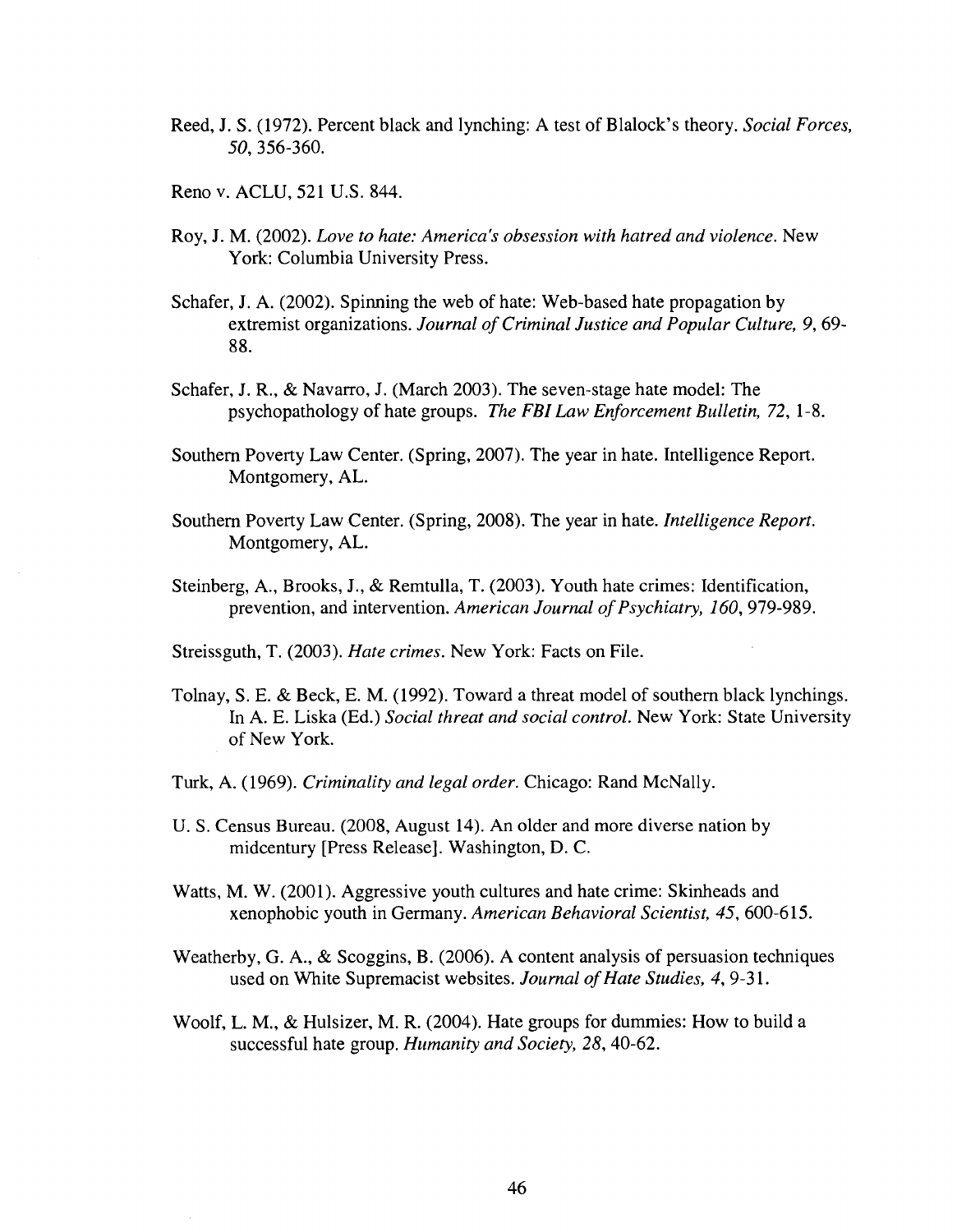Reed, J. S. (1972). Percent black and lynching: A test of Blalock's theory. *Social Forces, 50*, 356-360.

Reno v. ACLU, 521 U.S. 844.

Roy, J. M. (2002). *Love to hate: America's obsession with hatred and violence*. New York: Columbia University Press.

Schafer, J. A. (2002). Spinning the web of hate: Web-based hate propagation by extremist organizations. *Journal of Criminal Justice and Popular Culture, 9*, 69-88.

Schafer, J. R., & Navarro, J. (March 2003). The seven-stage hate model: The psychopathology of hate groups. *The FBI Law Enforcement Bulletin, 72*, 1-8.

Southern Poverty Law Center. (Spring, 2007). The year in hate. Intelligence Report. Montgomery, AL.

Southern Poverty Law Center. (Spring, 2008). The year in hate. *Intelligence Report*. Montgomery, AL.

Steinberg, A., Brooks, J., & Remtulla, T. (2003). Youth hate crimes: Identification, prevention, and intervention. *American Journal of Psychiatry, 160*, 979-989.

Streissguth, T. (2003). *Hate crimes*. New York: Facts on File.

Tolnay, S. E. & Beck, E. M. (1992). Toward a threat model of southern black lynchings. In A. E. Liska (Ed.) *Social threat and social control*. New York: State University of New York.

Turk, A. (1969). *Criminality and legal order*. Chicago: Rand McNally.

U. S. Census Bureau. (2008, August 14). An older and more diverse nation by midcentury [Press Release]. Washington, D. C.

Watts, M. W. (2001). Aggressive youth cultures and hate crime: Skinheads and xenophobic youth in Germany. *American Behavioral Scientist, 45*, 600-615.

Weatherby, G. A., & Scoggins, B. (2006). A content analysis of persuasion techniques used on White Supremacist websites. *Journal of Hate Studies, 4*, 9-31.

Woolf, L. M., & Hulsizer, M. R. (2004). Hate groups for dummies: How to build a successful hate group. *Humanity and Society, 28*, 40-62.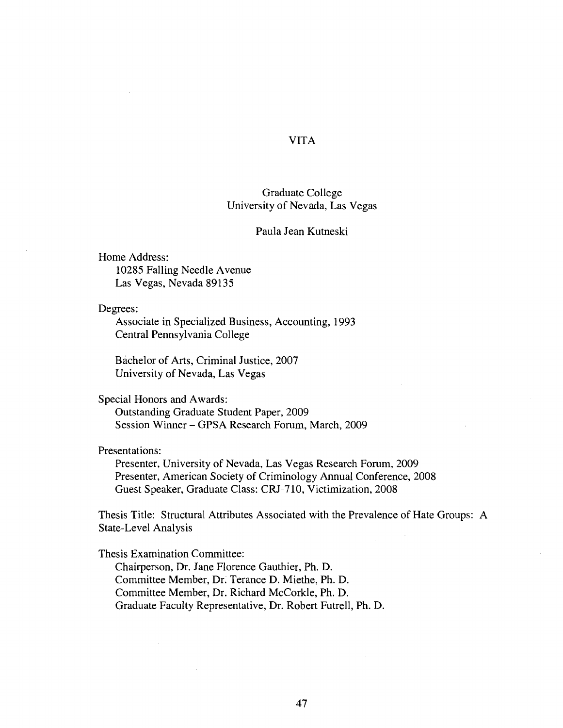# VITA

Graduate College
University of Nevada, Las Vegas

Paula Jean Kutneski

Home Address:
10285 Falling Needle Avenue
Las Vegas, Nevada 89135

Degrees:
Associate in Specialized Business, Accounting, 1993
Central Pennsylvania College

Bachelor of Arts, Criminal Justice, 2007
University of Nevada, Las Vegas

Special Honors and Awards:
Outstanding Graduate Student Paper, 2009
Session Winner – GPSA Research Forum, March, 2009

Presentations:
Presenter, University of Nevada, Las Vegas Research Forum, 2009
Presenter, American Society of Criminology Annual Conference, 2008
Guest Speaker, Graduate Class: CRJ-710, Victimization, 2008

Thesis Title: Structural Attributes Associated with the Prevalence of Hate Groups: A State-Level Analysis

Thesis Examination Committee:
Chairperson, Dr. Jane Florence Gauthier, Ph. D.
Committee Member, Dr. Terance D. Miethe, Ph. D.
Committee Member, Dr. Richard McCorkle, Ph. D.
Graduate Faculty Representative, Dr. Robert Futrell, Ph. D.